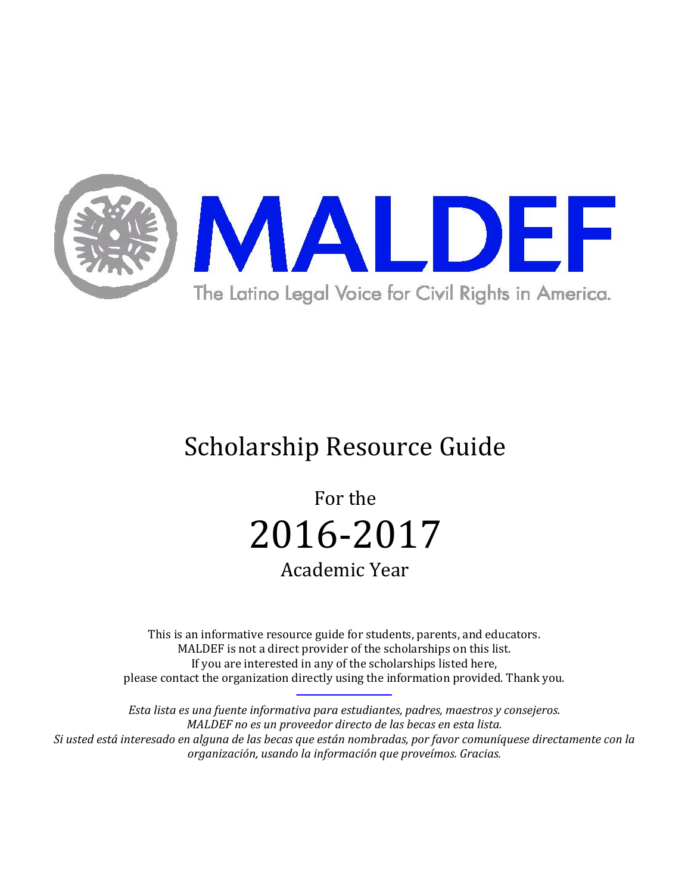# MALDEF

The Latino Legal Voice for Civil Rights in America.

# Scholarship Resource Guide

For the

# 2016-2017

Academic Year

This is an informative resource guide for students, parents, and educators.
MALDEF is not a direct provider of the scholarships on this list.
If you are interested in any of the scholarships listed here,
please contact the organization directly using the information provided. Thank you.

---

*Esta lista es una fuente informativa para estudiantes, padres, maestros y consejeros.*
*MALDEF no es un proveedor directo de las becas en esta lista.*
*Si usted está interesado en alguna de las becas que están nombradas, por favor comuníquese directamente con la organización, usando la información que proveímos. Gracias.*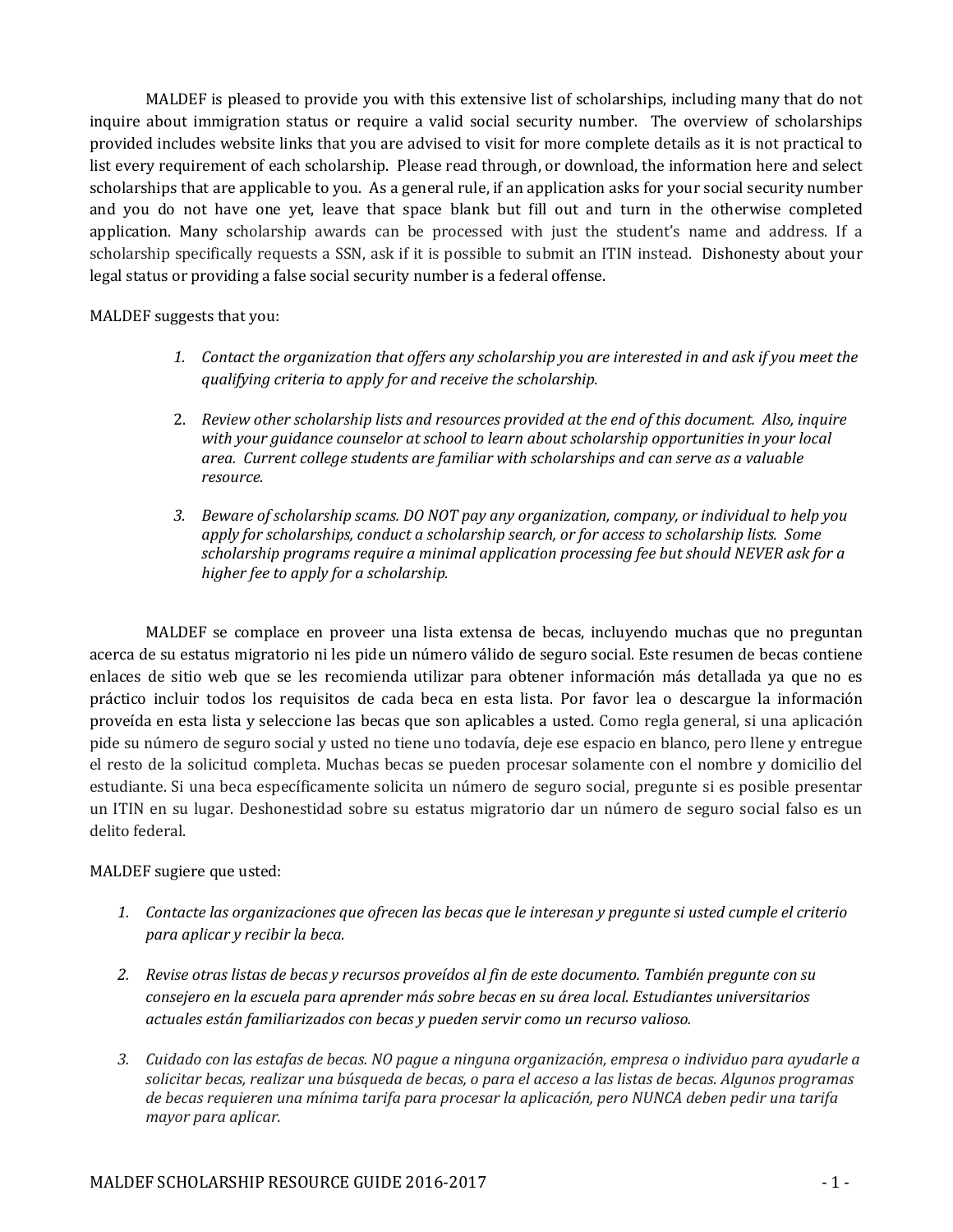MALDEF is pleased to provide you with this extensive list of scholarships, including many that do not inquire about immigration status or require a valid social security number. The overview of scholarships provided includes website links that you are advised to visit for more complete details as it is not practical to list every requirement of each scholarship. Please read through, or download, the information here and select scholarships that are applicable to you. As a general rule, if an application asks for your social security number and you do not have one yet, leave that space blank but fill out and turn in the otherwise completed application. Many scholarship awards can be processed with just the student's name and address. If a scholarship specifically requests a SSN, ask if it is possible to submit an ITIN instead. Dishonesty about your legal status or providing a false social security number is a federal offense.

MALDEF suggests that you:

1. *Contact the organization that offers any scholarship you are interested in and ask if you meet the qualifying criteria to apply for and receive the scholarship.*

2. *Review other scholarship lists and resources provided at the end of this document. Also, inquire with your guidance counselor at school to learn about scholarship opportunities in your local area. Current college students are familiar with scholarships and can serve as a valuable resource.*

3. *Beware of scholarship scams. DO NOT pay any organization, company, or individual to help you apply for scholarships, conduct a scholarship search, or for access to scholarship lists. Some scholarship programs require a minimal application processing fee but should NEVER ask for a higher fee to apply for a scholarship.*

MALDEF se complace en proveer una lista extensa de becas, incluyendo muchas que no preguntan acerca de su estatus migratorio ni les pide un número válido de seguro social. Este resumen de becas contiene enlaces de sitio web que se les recomienda utilizar para obtener información más detallada ya que no es práctico incluir todos los requisitos de cada beca en esta lista. Por favor lea o descargue la información proveída en esta lista y seleccione las becas que son aplicables a usted. Como regla general, si una aplicación pide su número de seguro social y usted no tiene uno todavía, deje ese espacio en blanco, pero llene y entregue el resto de la solicitud completa. Muchas becas se pueden procesar solamente con el nombre y domicilio del estudiante. Si una beca específicamente solicita un número de seguro social, pregunte si es posible presentar un ITIN en su lugar. Deshonestidad sobre su estatus migratorio dar un número de seguro social falso es un delito federal.

MALDEF sugiere que usted:

1. *Contacte las organizaciones que ofrecen las becas que le interesan y pregunte si usted cumple el criterio para aplicar y recibir la beca.*

2. *Revise otras listas de becas y recursos proveídos al fin de este documento. También pregunte con su consejero en la escuela para aprender más sobre becas en su área local. Estudiantes universitarios actuales están familiarizados con becas y pueden servir como un recurso valioso.*

3. *Cuidado con las estafas de becas. NO pague a ninguna organización, empresa o individuo para ayudarle a solicitar becas, realizar una búsqueda de becas, o para el acceso a las listas de becas. Algunos programas de becas requieren una mínima tarifa para procesar la aplicación, pero NUNCA deben pedir una tarifa mayor para aplicar.*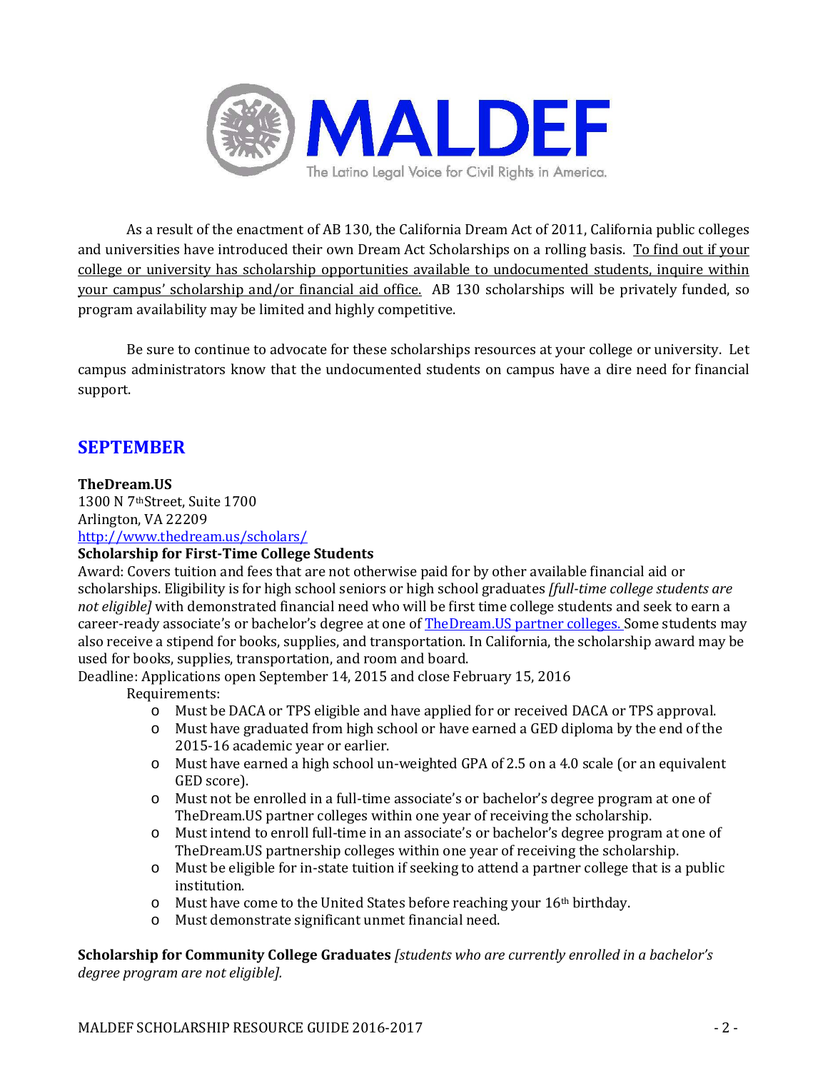As a result of the enactment of AB 130, the California Dream Act of 2011, California public colleges and universities have introduced their own Dream Act Scholarships on a rolling basis. To find out if your college or university has scholarship opportunities available to undocumented students, inquire within your campus' scholarship and/or financial aid office. AB 130 scholarships will be privately funded, so program availability may be limited and highly competitive.

Be sure to continue to advocate for these scholarships resources at your college or university. Let campus administrators know that the undocumented students on campus have a dire need for financial support.

## SEPTEMBER

**TheDream.US**
1300 N 7th Street, Suite 1700
Arlington, VA 22209
http://www.thedream.us/scholars/

**Scholarship for First-Time College Students**
Award: Covers tuition and fees that are not otherwise paid for by other available financial aid or scholarships. Eligibility is for high school seniors or high school graduates *[full-time college students are not eligible]* with demonstrated financial need who will be first time college students and seek to earn a career-ready associate's or bachelor's degree at one of TheDream.US partner colleges. Some students may also receive a stipend for books, supplies, and transportation. In California, the scholarship award may be used for books, supplies, transportation, and room and board.
Deadline: Applications open September 14, 2015 and close February 15, 2016

Requirements:

- Must be DACA or TPS eligible and have applied for or received DACA or TPS approval.
- Must have graduated from high school or have earned a GED diploma by the end of the 2015-16 academic year or earlier.
- Must have earned a high school un-weighted GPA of 2.5 on a 4.0 scale (or an equivalent GED score).
- Must not be enrolled in a full-time associate's or bachelor's degree program at one of TheDream.US partner colleges within one year of receiving the scholarship.
- Must intend to enroll full-time in an associate's or bachelor's degree program at one of TheDream.US partnership colleges within one year of receiving the scholarship.
- Must be eligible for in-state tuition if seeking to attend a partner college that is a public institution.
- Must have come to the United States before reaching your 16th birthday.
- Must demonstrate significant unmet financial need.

**Scholarship for Community College Graduates** *[students who are currently enrolled in a bachelor's degree program are not eligible].*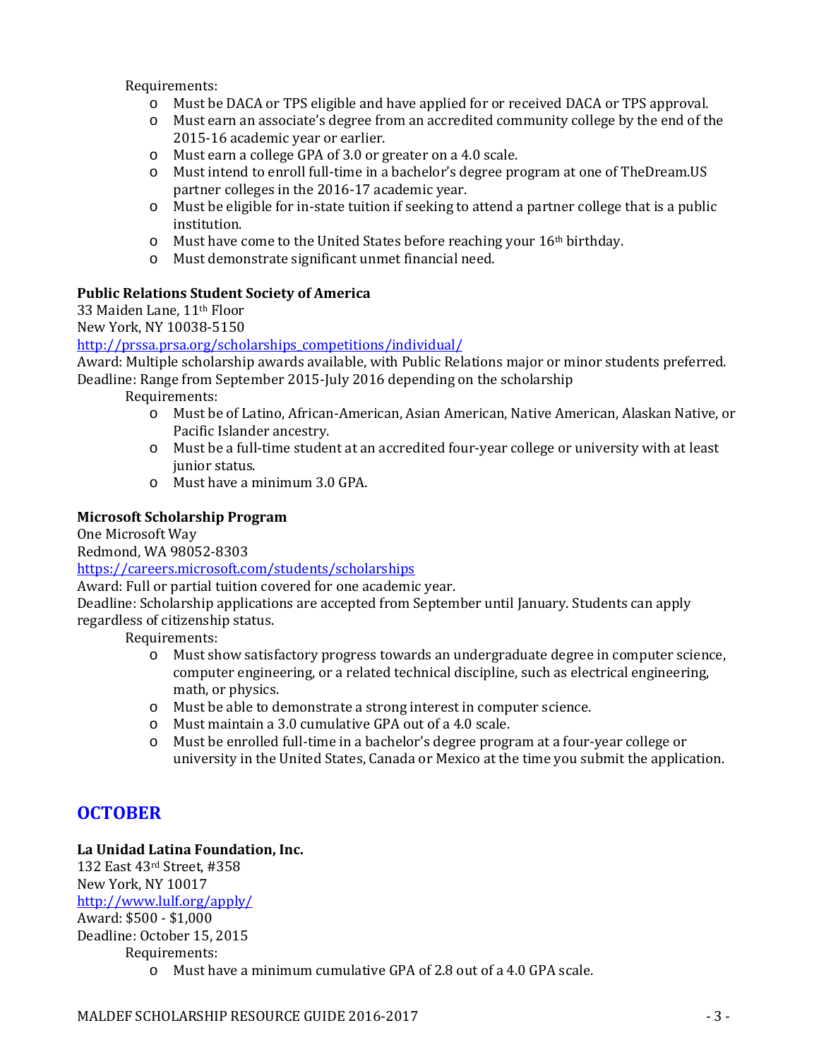Requirements:

- Must be DACA or TPS eligible and have applied for or received DACA or TPS approval.
- Must earn an associate's degree from an accredited community college by the end of the 2015-16 academic year or earlier.
- Must earn a college GPA of 3.0 or greater on a 4.0 scale.
- Must intend to enroll full-time in a bachelor's degree program at one of TheDream.US partner colleges in the 2016-17 academic year.
- Must be eligible for in-state tuition if seeking to attend a partner college that is a public institution.
- Must have come to the United States before reaching your 16th birthday.
- Must demonstrate significant unmet financial need.

**Public Relations Student Society of America**
33 Maiden Lane, 11th Floor
New York, NY 10038-5150
http://prssa.prsa.org/scholarships_competitions/individual/
Award: Multiple scholarship awards available, with Public Relations major or minor students preferred.
Deadline: Range from September 2015-July 2016 depending on the scholarship

Requirements:

- Must be of Latino, African-American, Asian American, Native American, Alaskan Native, or Pacific Islander ancestry.
- Must be a full-time student at an accredited four-year college or university with at least junior status.
- Must have a minimum 3.0 GPA.

**Microsoft Scholarship Program**
One Microsoft Way
Redmond, WA 98052-8303
https://careers.microsoft.com/students/scholarships
Award: Full or partial tuition covered for one academic year.
Deadline: Scholarship applications are accepted from September until January. Students can apply regardless of citizenship status.

Requirements:

- Must show satisfactory progress towards an undergraduate degree in computer science, computer engineering, or a related technical discipline, such as electrical engineering, math, or physics.
- Must be able to demonstrate a strong interest in computer science.
- Must maintain a 3.0 cumulative GPA out of a 4.0 scale.
- Must be enrolled full-time in a bachelor's degree program at a four-year college or university in the United States, Canada or Mexico at the time you submit the application.

## OCTOBER

**La Unidad Latina Foundation, Inc.**
132 East 43rd Street, #358
New York, NY 10017
http://www.lulf.org/apply/
Award: $500 - $1,000
Deadline: October 15, 2015

Requirements:

- Must have a minimum cumulative GPA of 2.8 out of a 4.0 GPA scale.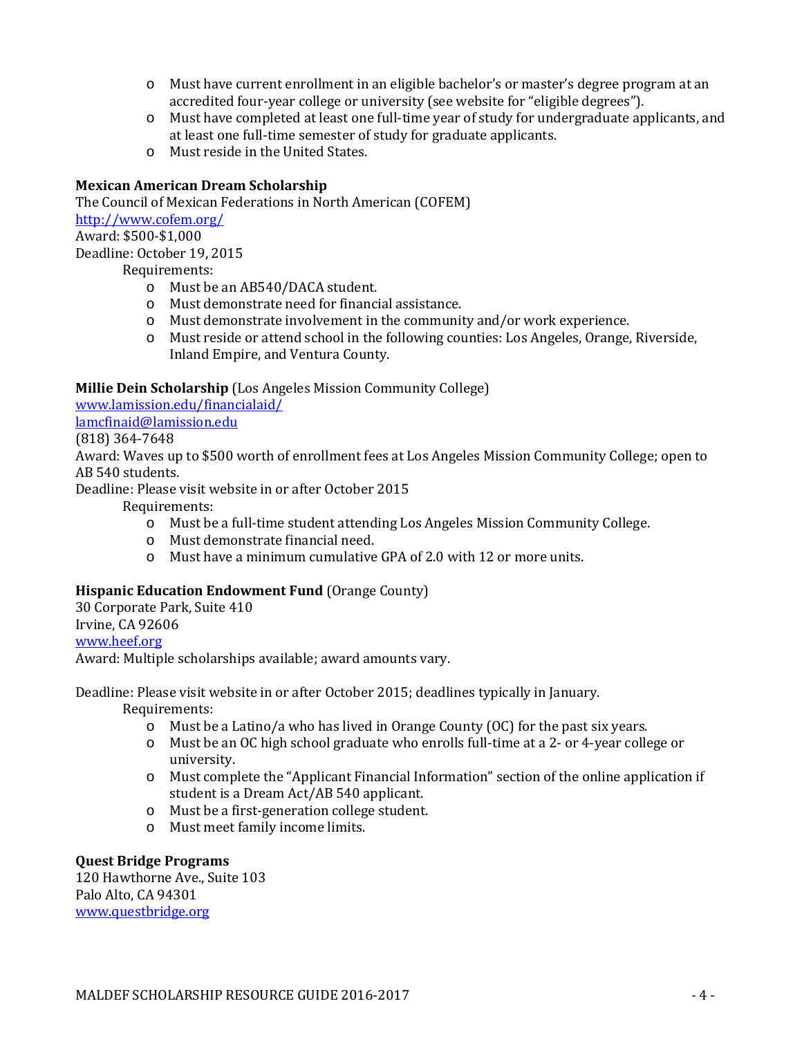- Must have current enrollment in an eligible bachelor's or master's degree program at an accredited four-year college or university (see website for "eligible degrees").
- Must have completed at least one full-time year of study for undergraduate applicants, and at least one full-time semester of study for graduate applicants.
- Must reside in the United States.

**Mexican American Dream Scholarship**
The Council of Mexican Federations in North American (COFEM)
[http://www.cofem.org/](http://www.cofem.org/)
Award: $500-$1,000
Deadline: October 19, 2015

Requirements:

- Must be an AB540/DACA student.
- Must demonstrate need for financial assistance.
- Must demonstrate involvement in the community and/or work experience.
- Must reside or attend school in the following counties: Los Angeles, Orange, Riverside, Inland Empire, and Ventura County.

**Millie Dein Scholarship** (Los Angeles Mission Community College)
[www.lamission.edu/financialaid/](www.lamission.edu/financialaid/)
[lamcfinaid@lamission.edu](mailto:lamcfinaid@lamission.edu)
(818) 364-7648
Award: Waves up to $500 worth of enrollment fees at Los Angeles Mission Community College; open to AB 540 students.
Deadline: Please visit website in or after October 2015

Requirements:

- Must be a full-time student attending Los Angeles Mission Community College.
- Must demonstrate financial need.
- Must have a minimum cumulative GPA of 2.0 with 12 or more units.

**Hispanic Education Endowment Fund** (Orange County)
30 Corporate Park, Suite 410
Irvine, CA 92606
[www.heef.org](www.heef.org)
Award: Multiple scholarships available; award amounts vary.

Deadline: Please visit website in or after October 2015; deadlines typically in January.

Requirements:

- Must be a Latino/a who has lived in Orange County (OC) for the past six years.
- Must be an OC high school graduate who enrolls full-time at a 2- or 4-year college or university.
- Must complete the "Applicant Financial Information" section of the online application if student is a Dream Act/AB 540 applicant.
- Must be a first-generation college student.
- Must meet family income limits.

**Quest Bridge Programs**
120 Hawthorne Ave., Suite 103
Palo Alto, CA 94301
[www.questbridge.org](www.questbridge.org)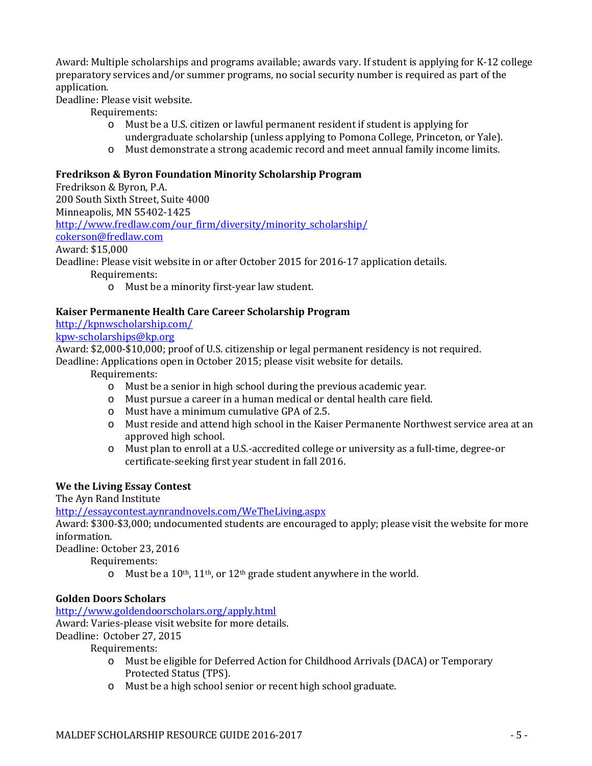Award: Multiple scholarships and programs available; awards vary. If student is applying for K-12 college preparatory services and/or summer programs, no social security number is required as part of the application.
Deadline: Please visit website.

Requirements:

- Must be a U.S. citizen or lawful permanent resident if student is applying for undergraduate scholarship (unless applying to Pomona College, Princeton, or Yale).
- Must demonstrate a strong academic record and meet annual family income limits.

**Fredrikson & Byron Foundation Minority Scholarship Program**
Fredrikson & Byron, P.A.
200 South Sixth Street, Suite 4000
Minneapolis, MN 55402-1425
http://www.fredlaw.com/our_firm/diversity/minority_scholarship/
cokerson@fredlaw.com
Award: $15,000
Deadline: Please visit website in or after October 2015 for 2016-17 application details.

Requirements:

- Must be a minority first-year law student.

**Kaiser Permanente Health Care Career Scholarship Program**
http://kpnwscholarship.com/
kpw-scholarships@kp.org
Award: $2,000-$10,000; proof of U.S. citizenship or legal permanent residency is not required.
Deadline: Applications open in October 2015; please visit website for details.

Requirements:

- Must be a senior in high school during the previous academic year.
- Must pursue a career in a human medical or dental health care field.
- Must have a minimum cumulative GPA of 2.5.
- Must reside and attend high school in the Kaiser Permanente Northwest service area at an approved high school.
- Must plan to enroll at a U.S.-accredited college or university as a full-time, degree-or certificate-seeking first year student in fall 2016.

**We the Living Essay Contest**
The Ayn Rand Institute
http://essaycontest.aynrandnovels.com/WeTheLiving.aspx
Award: $300-$3,000; undocumented students are encouraged to apply; please visit the website for more information.
Deadline: October 23, 2016

Requirements:

- Must be a 10th, 11th, or 12th grade student anywhere in the world.

**Golden Doors Scholars**
http://www.goldendoorscholars.org/apply.html
Award: Varies-please visit website for more details.
Deadline: October 27, 2015

Requirements:

- Must be eligible for Deferred Action for Childhood Arrivals (DACA) or Temporary Protected Status (TPS).
- Must be a high school senior or recent high school graduate.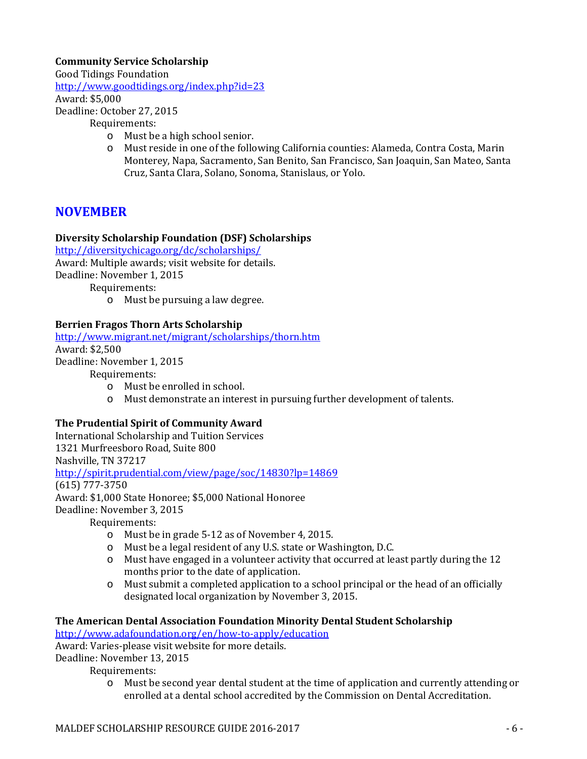**Community Service Scholarship**
Good Tidings Foundation
http://www.goodtidings.org/index.php?id=23
Award: $5,000
Deadline: October 27, 2015

Requirements:

- Must be a high school senior.
- Must reside in one of the following California counties: Alameda, Contra Costa, Marin Monterey, Napa, Sacramento, San Benito, San Francisco, San Joaquin, San Mateo, Santa Cruz, Santa Clara, Solano, Sonoma, Stanislaus, or Yolo.

## NOVEMBER

**Diversity Scholarship Foundation (DSF) Scholarships**
http://diversitychicago.org/dc/scholarships/
Award: Multiple awards; visit website for details.
Deadline: November 1, 2015

Requirements:

- Must be pursuing a law degree.

**Berrien Fragos Thorn Arts Scholarship**
http://www.migrant.net/migrant/scholarships/thorn.htm
Award: $2,500
Deadline: November 1, 2015

Requirements:

- Must be enrolled in school.
- Must demonstrate an interest in pursuing further development of talents.

**The Prudential Spirit of Community Award**
International Scholarship and Tuition Services
1321 Murfreesboro Road, Suite 800
Nashville, TN 37217
http://spirit.prudential.com/view/page/soc/14830?lp=14869
(615) 777-3750
Award: $1,000 State Honoree; $5,000 National Honoree
Deadline: November 3, 2015

Requirements:

- Must be in grade 5-12 as of November 4, 2015.
- Must be a legal resident of any U.S. state or Washington, D.C.
- Must have engaged in a volunteer activity that occurred at least partly during the 12 months prior to the date of application.
- Must submit a completed application to a school principal or the head of an officially designated local organization by November 3, 2015.

**The American Dental Association Foundation Minority Dental Student Scholarship**
http://www.adafoundation.org/en/how-to-apply/education
Award: Varies-please visit website for more details.
Deadline: November 13, 2015

Requirements:

- Must be second year dental student at the time of application and currently attending or enrolled at a dental school accredited by the Commission on Dental Accreditation.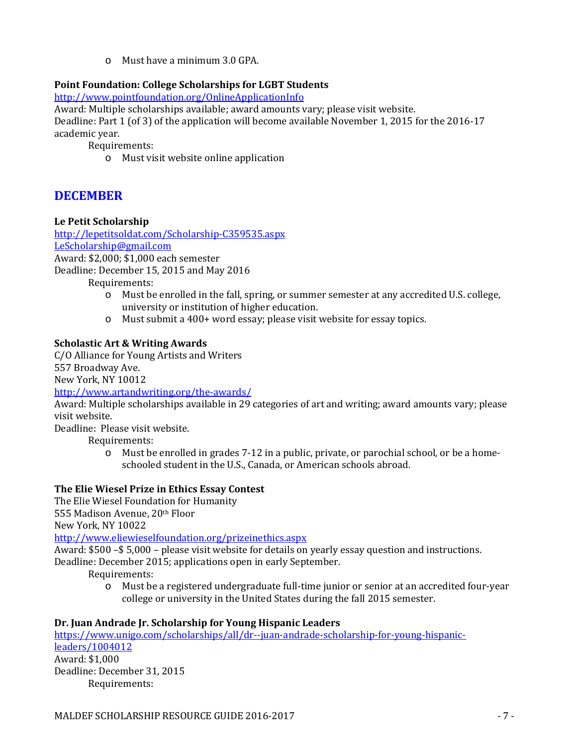- Must have a minimum 3.0 GPA.

**Point Foundation: College Scholarships for LGBT Students**
http://www.pointfoundation.org/OnlineApplicationInfo
Award: Multiple scholarships available; award amounts vary; please visit website.
Deadline: Part 1 (of 3) of the application will become available November 1, 2015 for the 2016-17 academic year.
Requirements:
- Must visit website online application

## DECEMBER

**Le Petit Scholarship**
http://lepetitsoldat.com/Scholarship-C359535.aspx
LeScholarship@gmail.com
Award: $2,000; $1,000 each semester
Deadline: December 15, 2015 and May 2016
Requirements:
- Must be enrolled in the fall, spring, or summer semester at any accredited U.S. college, university or institution of higher education.
- Must submit a 400+ word essay; please visit website for essay topics.

**Scholastic Art & Writing Awards**
C/O Alliance for Young Artists and Writers
557 Broadway Ave.
New York, NY 10012
http://www.artandwriting.org/the-awards/
Award: Multiple scholarships available in 29 categories of art and writing; award amounts vary; please visit website.
Deadline: Please visit website.
Requirements:
- Must be enrolled in grades 7-12 in a public, private, or parochial school, or be a home-schooled student in the U.S., Canada, or American schools abroad.

**The Elie Wiesel Prize in Ethics Essay Contest**
The Elie Wiesel Foundation for Humanity
555 Madison Avenue, 20th Floor
New York, NY 10022
http://www.eliewieselfoundation.org/prizeinethics.aspx
Award: $500 –$ 5,000 – please visit website for details on yearly essay question and instructions.
Deadline: December 2015; applications open in early September.
Requirements:
- Must be a registered undergraduate full-time junior or senior at an accredited four-year college or university in the United States during the fall 2015 semester.

**Dr. Juan Andrade Jr. Scholarship for Young Hispanic Leaders**
https://www.unigo.com/scholarships/all/dr--juan-andrade-scholarship-for-young-hispanic-leaders/1004012
Award: $1,000
Deadline: December 31, 2015
Requirements: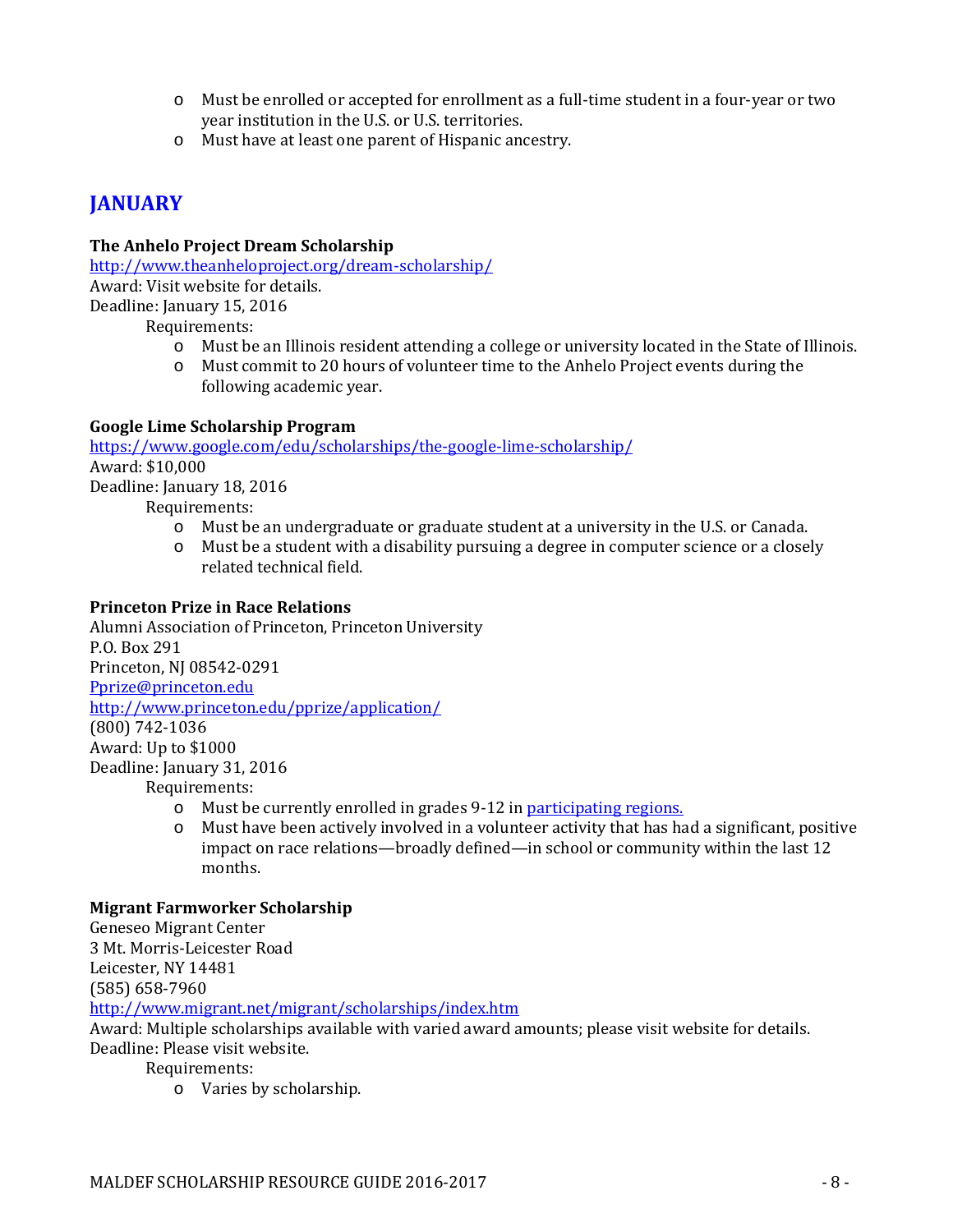- Must be enrolled or accepted for enrollment as a full-time student in a four-year or two year institution in the U.S. or U.S. territories.
- Must have at least one parent of Hispanic ancestry.

## JANUARY

**The Anhelo Project Dream Scholarship**
http://www.theanheloproject.org/dream-scholarship/
Award: Visit website for details.
Deadline: January 15, 2016

Requirements:

- Must be an Illinois resident attending a college or university located in the State of Illinois.
- Must commit to 20 hours of volunteer time to the Anhelo Project events during the following academic year.

**Google Lime Scholarship Program**
https://www.google.com/edu/scholarships/the-google-lime-scholarship/
Award: $10,000
Deadline: January 18, 2016

Requirements:

- Must be an undergraduate or graduate student at a university in the U.S. or Canada.
- Must be a student with a disability pursuing a degree in computer science or a closely related technical field.

**Princeton Prize in Race Relations**
Alumni Association of Princeton, Princeton University
P.O. Box 291
Princeton, NJ 08542-0291
Pprize@princeton.edu
http://www.princeton.edu/pprize/application/
(800) 742-1036
Award: Up to $1000
Deadline: January 31, 2016

Requirements:

- Must be currently enrolled in grades 9-12 in participating regions.
- Must have been actively involved in a volunteer activity that has had a significant, positive impact on race relations—broadly defined—in school or community within the last 12 months.

**Migrant Farmworker Scholarship**
Geneseo Migrant Center
3 Mt. Morris-Leicester Road
Leicester, NY 14481
(585) 658-7960
http://www.migrant.net/migrant/scholarships/index.htm
Award: Multiple scholarships available with varied award amounts; please visit website for details.
Deadline: Please visit website.

Requirements:

- Varies by scholarship.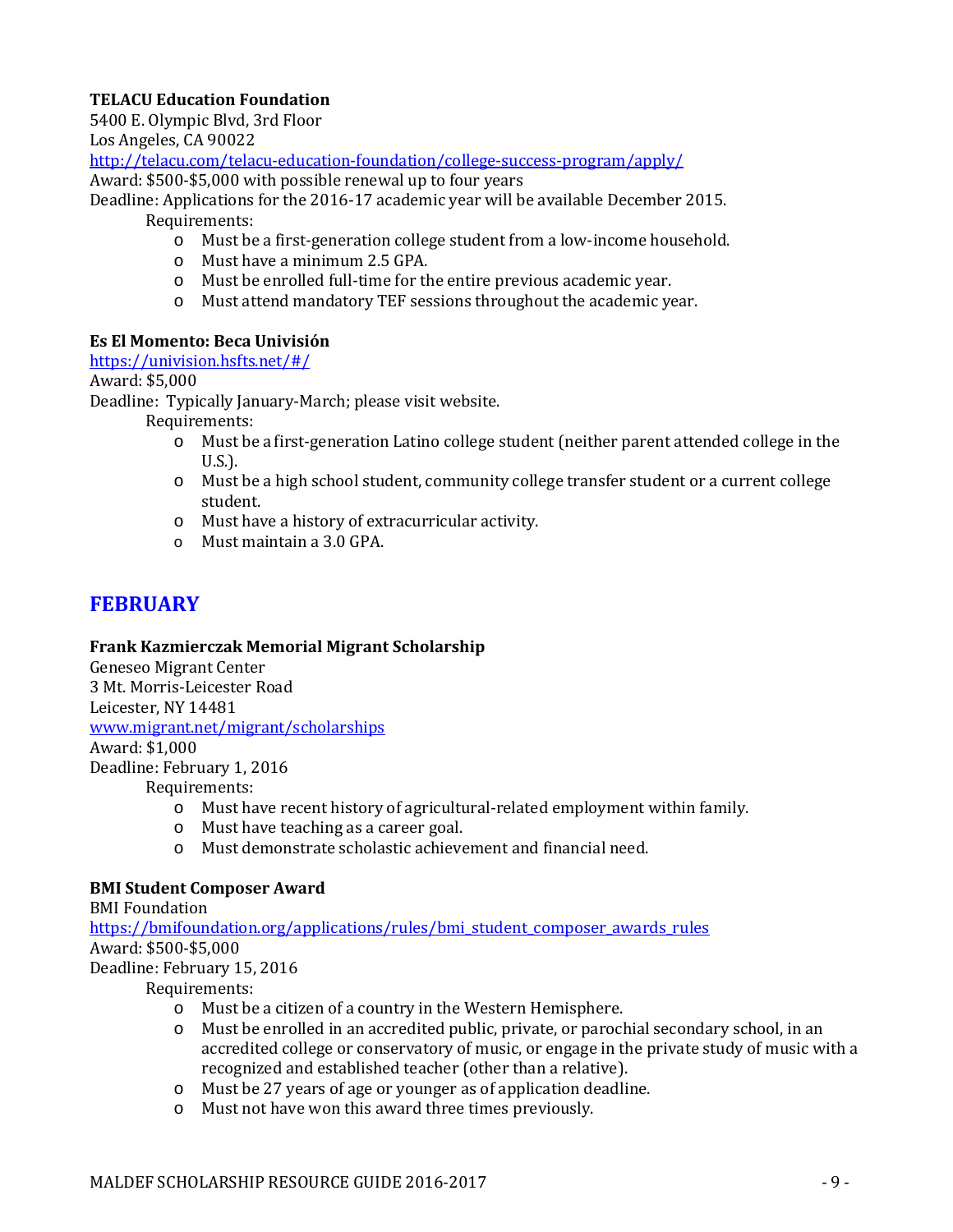**TELACU Education Foundation**
5400 E. Olympic Blvd, 3rd Floor
Los Angeles, CA 90022
http://telacu.com/telacu-education-foundation/college-success-program/apply/
Award: $500-$5,000 with possible renewal up to four years
Deadline: Applications for the 2016-17 academic year will be available December 2015.

Requirements:

- Must be a first-generation college student from a low-income household.
- Must have a minimum 2.5 GPA.
- Must be enrolled full-time for the entire previous academic year.
- Must attend mandatory TEF sessions throughout the academic year.

**Es El Momento: Beca Univisión**
https://univision.hsfts.net/#/
Award: $5,000
Deadline: Typically January-March; please visit website.

Requirements:

- Must be a first-generation Latino college student (neither parent attended college in the U.S.).
- Must be a high school student, community college transfer student or a current college student.
- Must have a history of extracurricular activity.
- Must maintain a 3.0 GPA.

## FEBRUARY

**Frank Kazmierczak Memorial Migrant Scholarship**
Geneseo Migrant Center
3 Mt. Morris-Leicester Road
Leicester, NY 14481
www.migrant.net/migrant/scholarships
Award: $1,000
Deadline: February 1, 2016

Requirements:

- Must have recent history of agricultural-related employment within family.
- Must have teaching as a career goal.
- Must demonstrate scholastic achievement and financial need.

**BMI Student Composer Award**
BMI Foundation
https://bmifoundation.org/applications/rules/bmi_student_composer_awards_rules
Award: $500-$5,000
Deadline: February 15, 2016

Requirements:

- Must be a citizen of a country in the Western Hemisphere.
- Must be enrolled in an accredited public, private, or parochial secondary school, in an accredited college or conservatory of music, or engage in the private study of music with a recognized and established teacher (other than a relative).
- Must be 27 years of age or younger as of application deadline.
- Must not have won this award three times previously.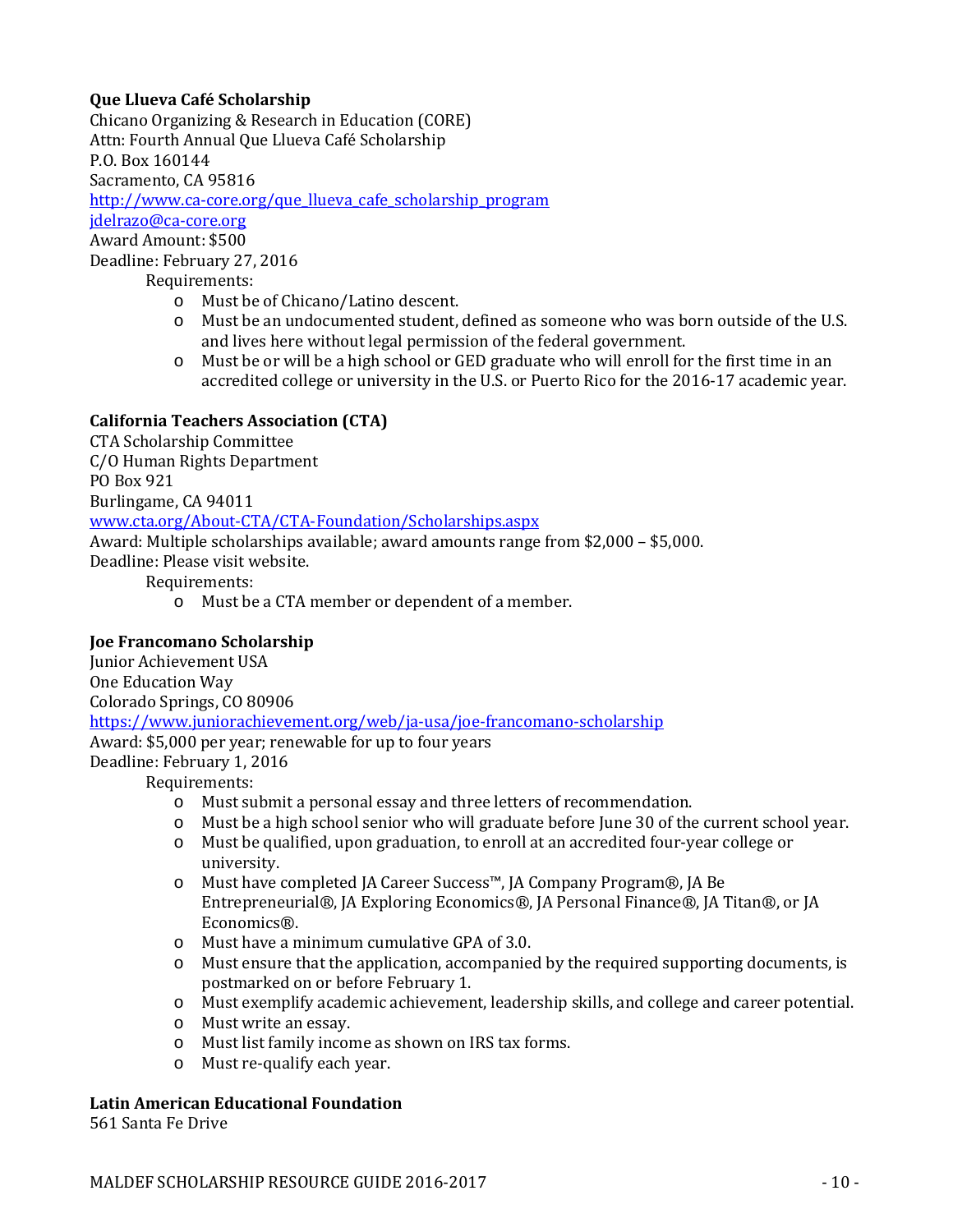**Que Llueva Café Scholarship**
Chicano Organizing & Research in Education (CORE)
Attn: Fourth Annual Que Llueva Café Scholarship
P.O. Box 160144
Sacramento, CA 95816
http://www.ca-core.org/que_llueva_cafe_scholarship_program
jdelrazo@ca-core.org
Award Amount: $500
Deadline: February 27, 2016

Requirements:

- Must be of Chicano/Latino descent.
- Must be an undocumented student, defined as someone who was born outside of the U.S. and lives here without legal permission of the federal government.
- Must be or will be a high school or GED graduate who will enroll for the first time in an accredited college or university in the U.S. or Puerto Rico for the 2016-17 academic year.

**California Teachers Association (CTA)**
CTA Scholarship Committee
C/O Human Rights Department
PO Box 921
Burlingame, CA 94011
www.cta.org/About-CTA/CTA-Foundation/Scholarships.aspx
Award: Multiple scholarships available; award amounts range from $2,000 – $5,000.
Deadline: Please visit website.

Requirements:

- Must be a CTA member or dependent of a member.

**Joe Francomano Scholarship**
Junior Achievement USA
One Education Way
Colorado Springs, CO 80906
https://www.juniorachievement.org/web/ja-usa/joe-francomano-scholarship
Award: $5,000 per year; renewable for up to four years
Deadline: February 1, 2016

Requirements:

- Must submit a personal essay and three letters of recommendation.
- Must be a high school senior who will graduate before June 30 of the current school year.
- Must be qualified, upon graduation, to enroll at an accredited four-year college or university.
- Must have completed JA Career Success™, JA Company Program®, JA Be Entrepreneurial®, JA Exploring Economics®, JA Personal Finance®, JA Titan®, or JA Economics®.
- Must have a minimum cumulative GPA of 3.0.
- Must ensure that the application, accompanied by the required supporting documents, is postmarked on or before February 1.
- Must exemplify academic achievement, leadership skills, and college and career potential.
- Must write an essay.
- Must list family income as shown on IRS tax forms.
- Must re-qualify each year.

**Latin American Educational Foundation**
561 Santa Fe Drive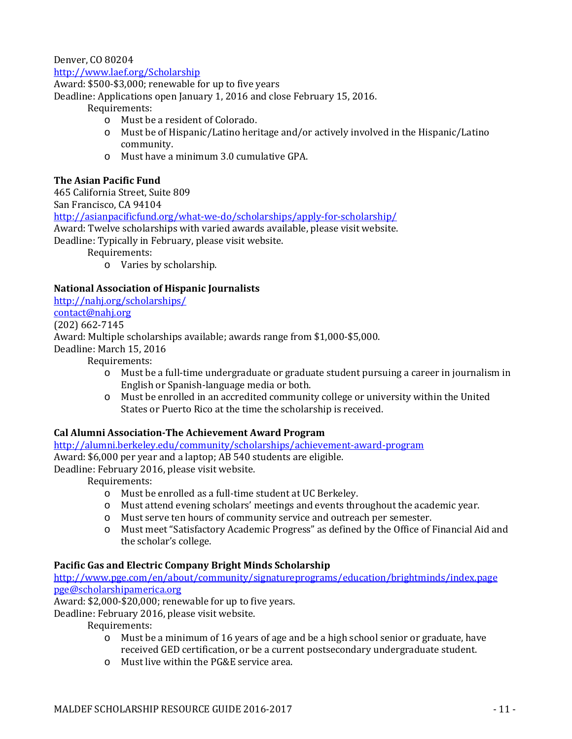Denver, CO 80204
http://www.laef.org/Scholarship
Award: $500-$3,000; renewable for up to five years
Deadline: Applications open January 1, 2016 and close February 15, 2016.

Requirements:

- Must be a resident of Colorado.
- Must be of Hispanic/Latino heritage and/or actively involved in the Hispanic/Latino community.
- Must have a minimum 3.0 cumulative GPA.

**The Asian Pacific Fund**
465 California Street, Suite 809
San Francisco, CA 94104
http://asianpacificfund.org/what-we-do/scholarships/apply-for-scholarship/
Award: Twelve scholarships with varied awards available, please visit website.
Deadline: Typically in February, please visit website.

Requirements:

- Varies by scholarship.

**National Association of Hispanic Journalists**
http://nahj.org/scholarships/
contact@nahj.org
(202) 662-7145
Award: Multiple scholarships available; awards range from $1,000-$5,000.
Deadline: March 15, 2016

Requirements:

- Must be a full-time undergraduate or graduate student pursuing a career in journalism in English or Spanish-language media or both.
- Must be enrolled in an accredited community college or university within the United States or Puerto Rico at the time the scholarship is received.

**Cal Alumni Association-The Achievement Award Program**
http://alumni.berkeley.edu/community/scholarships/achievement-award-program
Award: $6,000 per year and a laptop; AB 540 students are eligible.
Deadline: February 2016, please visit website.

Requirements:

- Must be enrolled as a full-time student at UC Berkeley.
- Must attend evening scholars' meetings and events throughout the academic year.
- Must serve ten hours of community service and outreach per semester.
- Must meet "Satisfactory Academic Progress" as defined by the Office of Financial Aid and the scholar's college.

**Pacific Gas and Electric Company Bright Minds Scholarship**
http://www.pge.com/en/about/community/signatureprograms/education/brightminds/index.page
pge@scholarshipamerica.org
Award: $2,000-$20,000; renewable for up to five years.
Deadline: February 2016, please visit website.

Requirements:

- Must be a minimum of 16 years of age and be a high school senior or graduate, have received GED certification, or be a current postsecondary undergraduate student.
- Must live within the PG&E service area.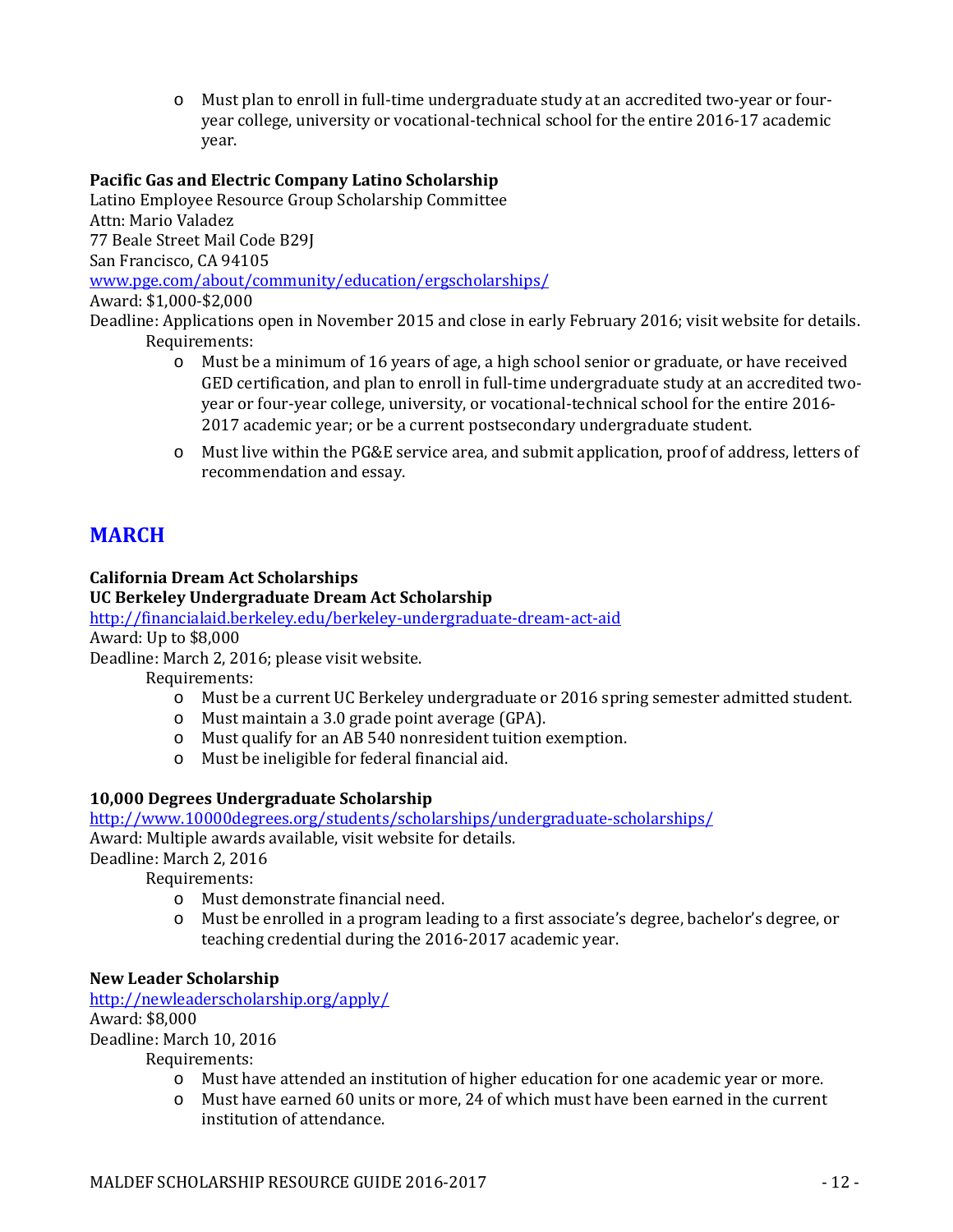- Must plan to enroll in full-time undergraduate study at an accredited two-year or four-year college, university or vocational-technical school for the entire 2016-17 academic year.

**Pacific Gas and Electric Company Latino Scholarship**
Latino Employee Resource Group Scholarship Committee
Attn: Mario Valadez
77 Beale Street Mail Code B29J
San Francisco, CA 94105
[www.pge.com/about/community/education/ergscholarships/](www.pge.com/about/community/education/ergscholarships/)
Award: $1,000-$2,000
Deadline: Applications open in November 2015 and close in early February 2016; visit website for details.
Requirements:

- Must be a minimum of 16 years of age, a high school senior or graduate, or have received GED certification, and plan to enroll in full-time undergraduate study at an accredited two-year or four-year college, university, or vocational-technical school for the entire 2016-2017 academic year; or be a current postsecondary undergraduate student.
- Must live within the PG&E service area, and submit application, proof of address, letters of recommendation and essay.

## MARCH

**California Dream Act Scholarships**
**UC Berkeley Undergraduate Dream Act Scholarship**
[http://financialaid.berkeley.edu/berkeley-undergraduate-dream-act-aid](http://financialaid.berkeley.edu/berkeley-undergraduate-dream-act-aid)
Award: Up to $8,000
Deadline: March 2, 2016; please visit website.
Requirements:

- Must be a current UC Berkeley undergraduate or 2016 spring semester admitted student.
- Must maintain a 3.0 grade point average (GPA).
- Must qualify for an AB 540 nonresident tuition exemption.
- Must be ineligible for federal financial aid.

**10,000 Degrees Undergraduate Scholarship**
[http://www.10000degrees.org/students/scholarships/undergraduate-scholarships/](http://www.10000degrees.org/students/scholarships/undergraduate-scholarships/)
Award: Multiple awards available, visit website for details.
Deadline: March 2, 2016
Requirements:

- Must demonstrate financial need.
- Must be enrolled in a program leading to a first associate's degree, bachelor's degree, or teaching credential during the 2016-2017 academic year.

**New Leader Scholarship**
[http://newleaderscholarship.org/apply/](http://newleaderscholarship.org/apply/)
Award: $8,000
Deadline: March 10, 2016
Requirements:

- Must have attended an institution of higher education for one academic year or more.
- Must have earned 60 units or more, 24 of which must have been earned in the current institution of attendance.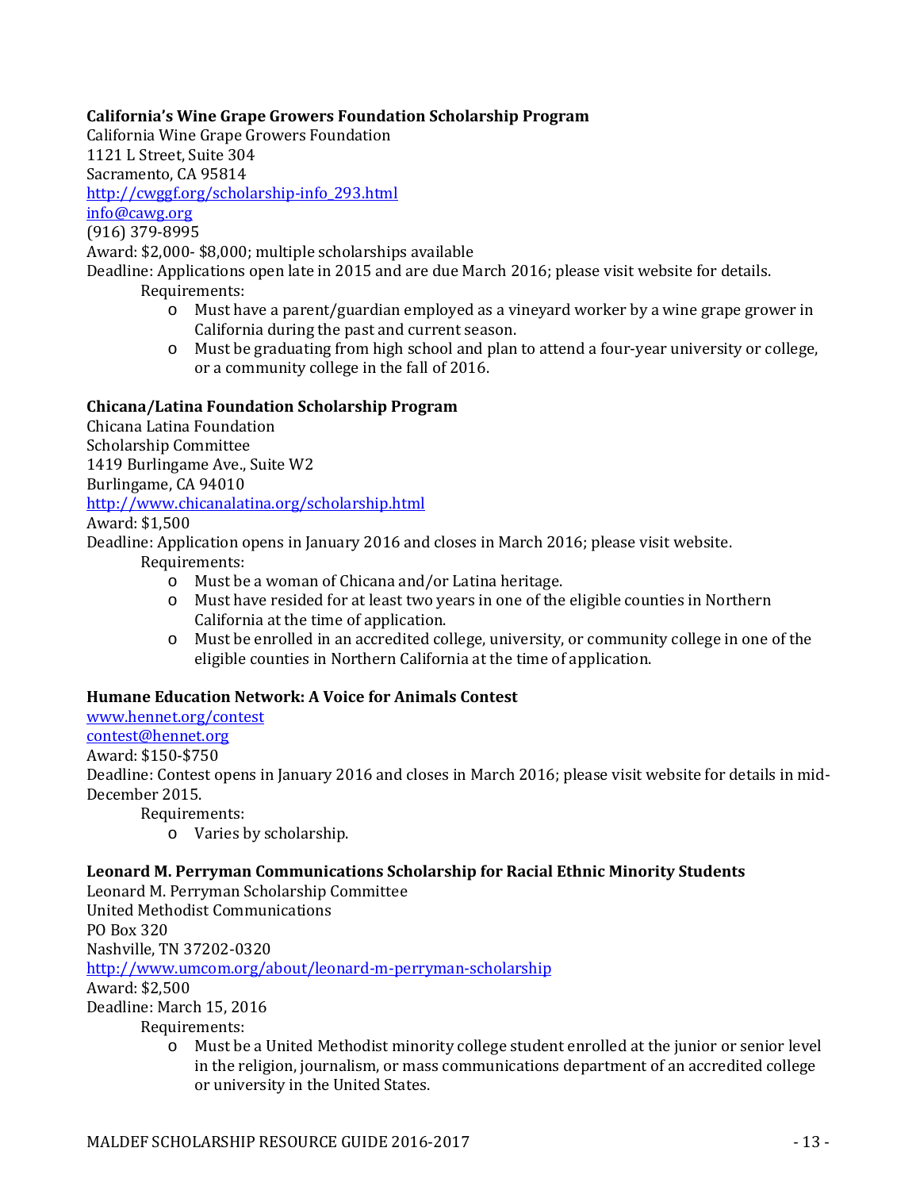**California's Wine Grape Growers Foundation Scholarship Program**

California Wine Grape Growers Foundation
1121 L Street, Suite 304
Sacramento, CA 95814
http://cwggf.org/scholarship-info_293.html
info@cawg.org
(916) 379-8995
Award: $2,000- $8,000; multiple scholarships available
Deadline: Applications open late in 2015 and are due March 2016; please visit website for details.

Requirements:

- Must have a parent/guardian employed as a vineyard worker by a wine grape grower in California during the past and current season.
- Must be graduating from high school and plan to attend a four-year university or college, or a community college in the fall of 2016.

**Chicana/Latina Foundation Scholarship Program**

Chicana Latina Foundation
Scholarship Committee
1419 Burlingame Ave., Suite W2
Burlingame, CA 94010
http://www.chicanalatina.org/scholarship.html
Award: $1,500
Deadline: Application opens in January 2016 and closes in March 2016; please visit website.

Requirements:

- Must be a woman of Chicana and/or Latina heritage.
- Must have resided for at least two years in one of the eligible counties in Northern California at the time of application.
- Must be enrolled in an accredited college, university, or community college in one of the eligible counties in Northern California at the time of application.

**Humane Education Network: A Voice for Animals Contest**

www.hennet.org/contest
contest@hennet.org
Award: $150-$750
Deadline: Contest opens in January 2016 and closes in March 2016; please visit website for details in mid-December 2015.

Requirements:

- Varies by scholarship.

**Leonard M. Perryman Communications Scholarship for Racial Ethnic Minority Students**

Leonard M. Perryman Scholarship Committee
United Methodist Communications
PO Box 320
Nashville, TN 37202-0320
http://www.umcom.org/about/leonard-m-perryman-scholarship
Award: $2,500
Deadline: March 15, 2016

Requirements:

- Must be a United Methodist minority college student enrolled at the junior or senior level in the religion, journalism, or mass communications department of an accredited college or university in the United States.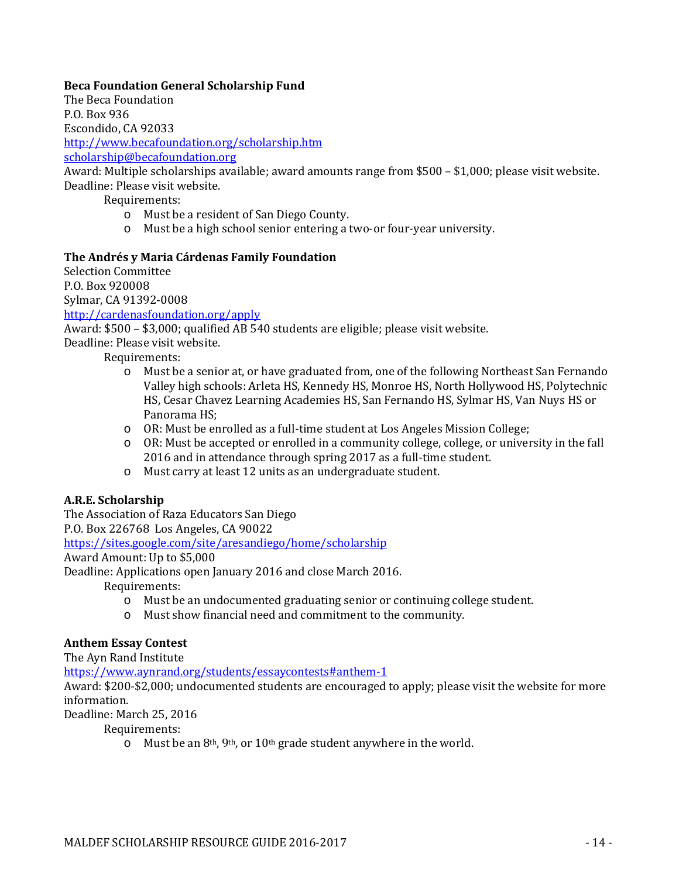**Beca Foundation General Scholarship Fund**
The Beca Foundation
P.O. Box 936
Escondido, CA 92033
http://www.becafoundation.org/scholarship.htm
scholarship@becafoundation.org
Award: Multiple scholarships available; award amounts range from $500 – $1,000; please visit website.
Deadline: Please visit website.

Requirements:

- Must be a resident of San Diego County.
- Must be a high school senior entering a two-or four-year university.

**The Andrés y Maria Cárdenas Family Foundation**
Selection Committee
P.O. Box 920008
Sylmar, CA 91392-0008
http://cardenasfoundation.org/apply
Award: $500 – $3,000; qualified AB 540 students are eligible; please visit website.
Deadline: Please visit website.

Requirements:

- Must be a senior at, or have graduated from, one of the following Northeast San Fernando Valley high schools: Arleta HS, Kennedy HS, Monroe HS, North Hollywood HS, Polytechnic HS, Cesar Chavez Learning Academies HS, San Fernando HS, Sylmar HS, Van Nuys HS or Panorama HS;
- OR: Must be enrolled as a full-time student at Los Angeles Mission College;
- OR: Must be accepted or enrolled in a community college, college, or university in the fall 2016 and in attendance through spring 2017 as a full-time student.
- Must carry at least 12 units as an undergraduate student.

**A.R.E. Scholarship**
The Association of Raza Educators San Diego
P.O. Box 226768 Los Angeles, CA 90022
https://sites.google.com/site/aresandiego/home/scholarship
Award Amount: Up to $5,000
Deadline: Applications open January 2016 and close March 2016.

Requirements:

- Must be an undocumented graduating senior or continuing college student.
- Must show financial need and commitment to the community.

**Anthem Essay Contest**
The Ayn Rand Institute
https://www.aynrand.org/students/essaycontests#anthem-1
Award: $200-$2,000; undocumented students are encouraged to apply; please visit the website for more information.
Deadline: March 25, 2016

Requirements:

- Must be an 8th, 9th, or 10th grade student anywhere in the world.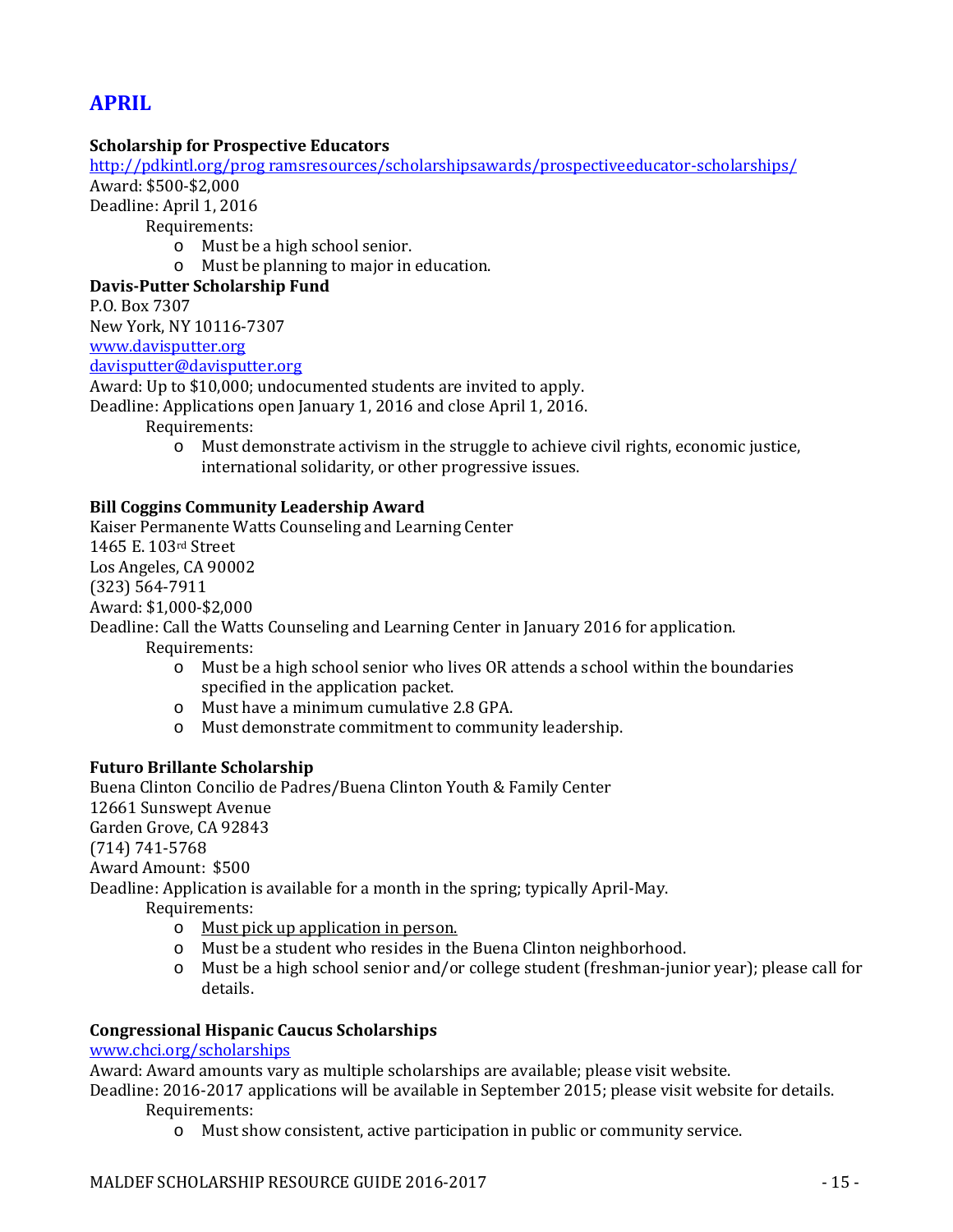# APRIL

**Scholarship for Prospective Educators**
http://pdkintl.org/prog ramsresources/scholarshipsawards/prospectiveeducator-scholarships/
Award: $500-$2,000
Deadline: April 1, 2016

Requirements:

- Must be a high school senior.
- Must be planning to major in education.

**Davis-Putter Scholarship Fund**
P.O. Box 7307
New York, NY 10116-7307
www.davisputter.org
davisputter@davisputter.org
Award: Up to $10,000; undocumented students are invited to apply.
Deadline: Applications open January 1, 2016 and close April 1, 2016.

Requirements:

- Must demonstrate activism in the struggle to achieve civil rights, economic justice, international solidarity, or other progressive issues.

**Bill Coggins Community Leadership Award**
Kaiser Permanente Watts Counseling and Learning Center
1465 E. 103rd Street
Los Angeles, CA 90002
(323) 564-7911
Award: $1,000-$2,000
Deadline: Call the Watts Counseling and Learning Center in January 2016 for application.

Requirements:

- Must be a high school senior who lives OR attends a school within the boundaries specified in the application packet.
- Must have a minimum cumulative 2.8 GPA.
- Must demonstrate commitment to community leadership.

**Futuro Brillante Scholarship**
Buena Clinton Concilio de Padres/Buena Clinton Youth & Family Center
12661 Sunswept Avenue
Garden Grove, CA 92843
(714) 741-5768
Award Amount: $500
Deadline: Application is available for a month in the spring; typically April-May.

Requirements:

- Must pick up application in person.
- Must be a student who resides in the Buena Clinton neighborhood.
- Must be a high school senior and/or college student (freshman-junior year); please call for details.

**Congressional Hispanic Caucus Scholarships**
www.chci.org/scholarships
Award: Award amounts vary as multiple scholarships are available; please visit website.
Deadline: 2016-2017 applications will be available in September 2015; please visit website for details.

Requirements:

- Must show consistent, active participation in public or community service.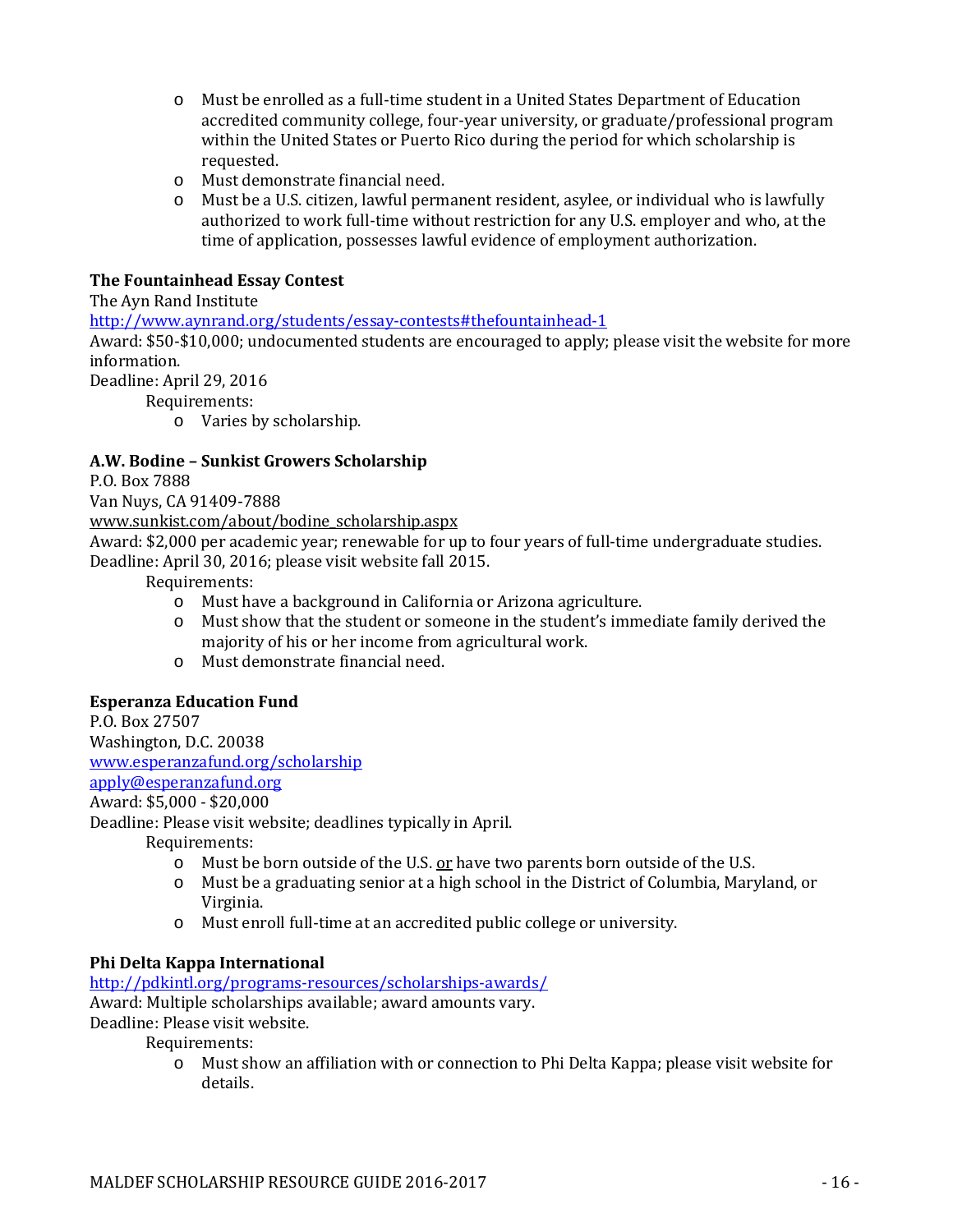- Must be enrolled as a full-time student in a United States Department of Education accredited community college, four-year university, or graduate/professional program within the United States or Puerto Rico during the period for which scholarship is requested.
- Must demonstrate financial need.
- Must be a U.S. citizen, lawful permanent resident, asylee, or individual who is lawfully authorized to work full-time without restriction for any U.S. employer and who, at the time of application, possesses lawful evidence of employment authorization.

**The Fountainhead Essay Contest**
The Ayn Rand Institute
http://www.aynrand.org/students/essay-contests#thefountainhead-1
Award: $50-$10,000; undocumented students are encouraged to apply; please visit the website for more information.
Deadline: April 29, 2016
Requirements:
- Varies by scholarship.

**A.W. Bodine – Sunkist Growers Scholarship**
P.O. Box 7888
Van Nuys, CA 91409-7888
www.sunkist.com/about/bodine_scholarship.aspx
Award: $2,000 per academic year; renewable for up to four years of full-time undergraduate studies.
Deadline: April 30, 2016; please visit website fall 2015.
Requirements:
- Must have a background in California or Arizona agriculture.
- Must show that the student or someone in the student's immediate family derived the majority of his or her income from agricultural work.
- Must demonstrate financial need.

**Esperanza Education Fund**
P.O. Box 27507
Washington, D.C. 20038
www.esperanzafund.org/scholarship
apply@esperanzafund.org
Award: $5,000 - $20,000
Deadline: Please visit website; deadlines typically in April.
Requirements:
- Must be born outside of the U.S. <u>or</u> have two parents born outside of the U.S.
- Must be a graduating senior at a high school in the District of Columbia, Maryland, or Virginia.
- Must enroll full-time at an accredited public college or university.

**Phi Delta Kappa International**
http://pdkintl.org/programs-resources/scholarships-awards/
Award: Multiple scholarships available; award amounts vary.
Deadline: Please visit website.
Requirements:
- Must show an affiliation with or connection to Phi Delta Kappa; please visit website for details.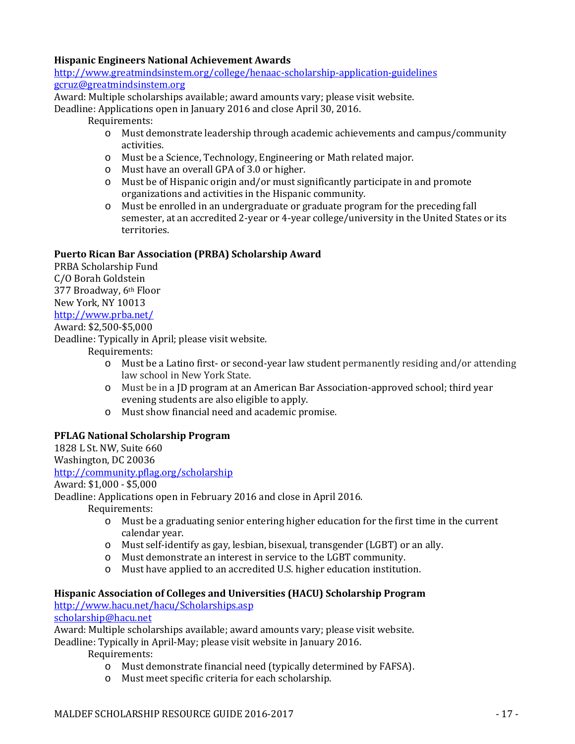### Hispanic Engineers National Achievement Awards

http://www.greatmindsinstem.org/college/henaac-scholarship-application-guidelines
gcruz@greatmindsinstem.org
Award: Multiple scholarships available; award amounts vary; please visit website.
Deadline: Applications open in January 2016 and close April 30, 2016.

Requirements:

- Must demonstrate leadership through academic achievements and campus/community activities.
- Must be a Science, Technology, Engineering or Math related major.
- Must have an overall GPA of 3.0 or higher.
- Must be of Hispanic origin and/or must significantly participate in and promote organizations and activities in the Hispanic community.
- Must be enrolled in an undergraduate or graduate program for the preceding fall semester, at an accredited 2-year or 4-year college/university in the United States or its territories.

### Puerto Rican Bar Association (PRBA) Scholarship Award

PRBA Scholarship Fund
C/O Borah Goldstein
377 Broadway, 6th Floor
New York, NY 10013
http://www.prba.net/
Award: $2,500-$5,000
Deadline: Typically in April; please visit website.

Requirements:

- Must be a Latino first- or second-year law student permanently residing and/or attending law school in New York State.
- Must be in a JD program at an American Bar Association-approved school; third year evening students are also eligible to apply.
- Must show financial need and academic promise.

### PFLAG National Scholarship Program

1828 L St. NW, Suite 660
Washington, DC 20036
http://community.pflag.org/scholarship
Award: $1,000 - $5,000
Deadline: Applications open in February 2016 and close in April 2016.

Requirements:

- Must be a graduating senior entering higher education for the first time in the current calendar year.
- Must self-identify as gay, lesbian, bisexual, transgender (LGBT) or an ally.
- Must demonstrate an interest in service to the LGBT community.
- Must have applied to an accredited U.S. higher education institution.

### Hispanic Association of Colleges and Universities (HACU) Scholarship Program

http://www.hacu.net/hacu/Scholarships.asp
scholarship@hacu.net
Award: Multiple scholarships available; award amounts vary; please visit website.
Deadline: Typically in April-May; please visit website in January 2016.

Requirements:

- Must demonstrate financial need (typically determined by FAFSA).
- Must meet specific criteria for each scholarship.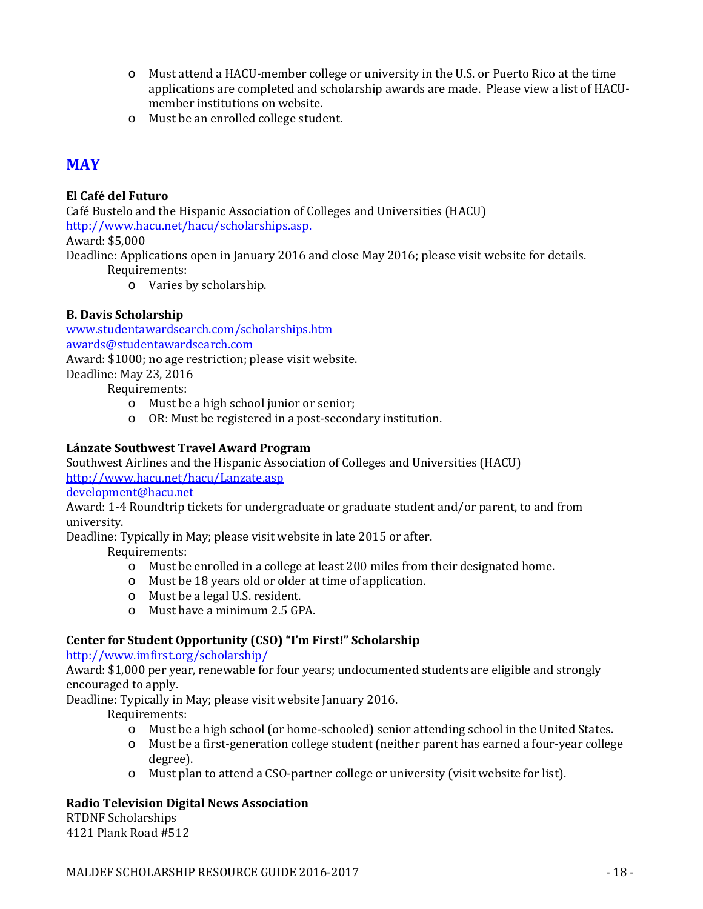- Must attend a HACU-member college or university in the U.S. or Puerto Rico at the time applications are completed and scholarship awards are made. Please view a list of HACU-member institutions on website.
- Must be an enrolled college student.

## MAY

**El Café del Futuro**
Café Bustelo and the Hispanic Association of Colleges and Universities (HACU)
http://www.hacu.net/hacu/scholarships.asp.
Award: $5,000
Deadline: Applications open in January 2016 and close May 2016; please visit website for details.

Requirements:

- Varies by scholarship.

**B. Davis Scholarship**
www.studentawardsearch.com/scholarships.htm
awards@studentawardsearch.com
Award: $1000; no age restriction; please visit website.
Deadline: May 23, 2016

Requirements:

- Must be a high school junior or senior;
- OR: Must be registered in a post-secondary institution.

**Lánzate Southwest Travel Award Program**
Southwest Airlines and the Hispanic Association of Colleges and Universities (HACU)
http://www.hacu.net/hacu/Lanzate.asp
development@hacu.net
Award: 1-4 Roundtrip tickets for undergraduate or graduate student and/or parent, to and from university.
Deadline: Typically in May; please visit website in late 2015 or after.

Requirements:

- Must be enrolled in a college at least 200 miles from their designated home.
- Must be 18 years old or older at time of application.
- Must be a legal U.S. resident.
- Must have a minimum 2.5 GPA.

**Center for Student Opportunity (CSO) "I'm First!" Scholarship**
http://www.imfirst.org/scholarship/
Award: $1,000 per year, renewable for four years; undocumented students are eligible and strongly encouraged to apply.
Deadline: Typically in May; please visit website January 2016.

Requirements:

- Must be a high school (or home-schooled) senior attending school in the United States.
- Must be a first-generation college student (neither parent has earned a four-year college degree).
- Must plan to attend a CSO-partner college or university (visit website for list).

**Radio Television Digital News Association**
RTDNF Scholarships
4121 Plank Road #512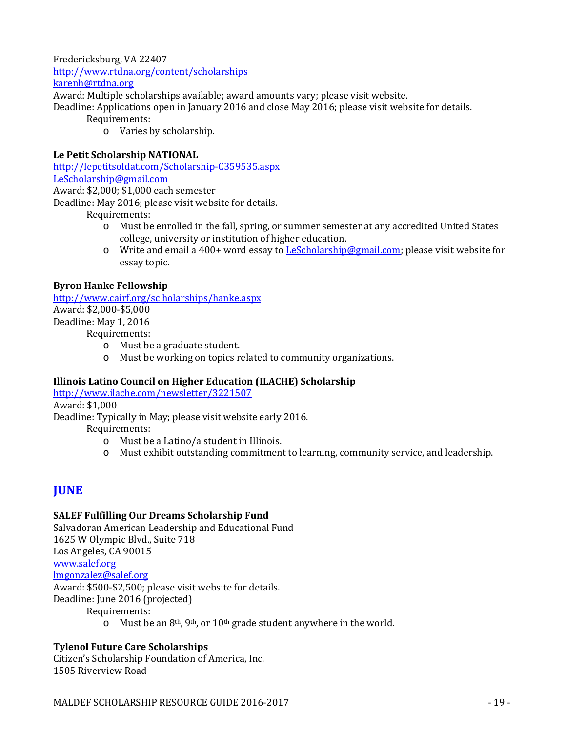Fredericksburg, VA 22407
http://www.rtdna.org/content/scholarships
karenh@rtdna.org
Award: Multiple scholarships available; award amounts vary; please visit website.
Deadline: Applications open in January 2016 and close May 2016; please visit website for details.

Requirements:

- Varies by scholarship.

**Le Petit Scholarship NATIONAL**
http://lepetitsoldat.com/Scholarship-C359535.aspx
LeScholarship@gmail.com
Award: $2,000; $1,000 each semester
Deadline: May 2016; please visit website for details.

Requirements:

- Must be enrolled in the fall, spring, or summer semester at any accredited United States college, university or institution of higher education.
- Write and email a 400+ word essay to LeScholarship@gmail.com; please visit website for essay topic.

**Byron Hanke Fellowship**
http://www.cairf.org/sc holarships/hanke.aspx
Award: $2,000-$5,000
Deadline: May 1, 2016

Requirements:

- Must be a graduate student.
- Must be working on topics related to community organizations.

**Illinois Latino Council on Higher Education (ILACHE) Scholarship**
http://www.ilache.com/newsletter/3221507
Award: $1,000
Deadline: Typically in May; please visit website early 2016.

Requirements:

- Must be a Latino/a student in Illinois.
- Must exhibit outstanding commitment to learning, community service, and leadership.

## JUNE

**SALEF Fulfilling Our Dreams Scholarship Fund**
Salvadoran American Leadership and Educational Fund
1625 W Olympic Blvd., Suite 718
Los Angeles, CA 90015
www.salef.org
lmgonzalez@salef.org
Award: $500-$2,500; please visit website for details.
Deadline: June 2016 (projected)

Requirements:

- Must be an 8th, 9th, or 10th grade student anywhere in the world.

**Tylenol Future Care Scholarships**
Citizen's Scholarship Foundation of America, Inc.
1505 Riverview Road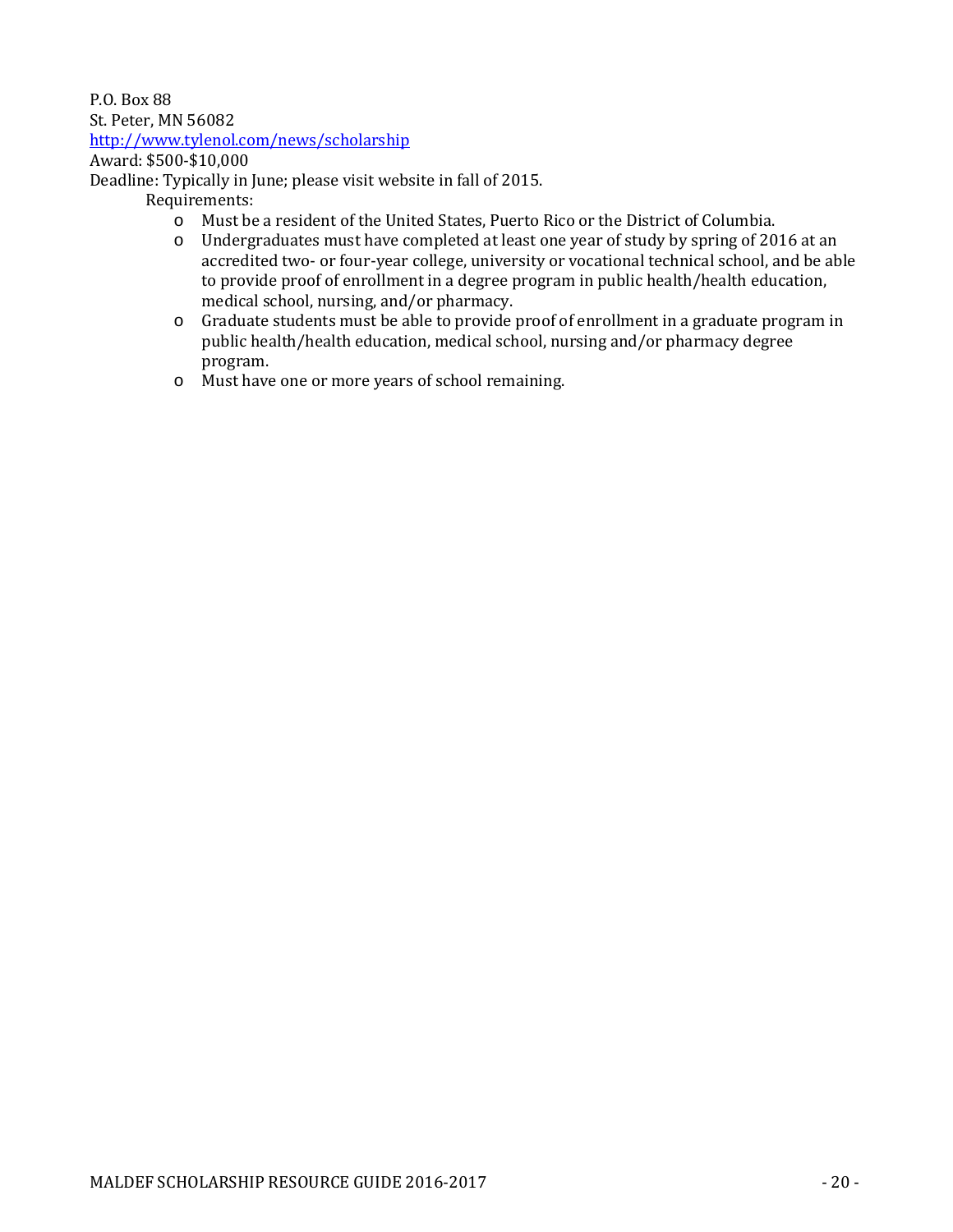P.O. Box 88
St. Peter, MN 56082
[http://www.tylenol.com/news/scholarship](http://www.tylenol.com/news/scholarship)
Award: $500-$10,000
Deadline: Typically in June; please visit website in fall of 2015.

Requirements:

- Must be a resident of the United States, Puerto Rico or the District of Columbia.
- Undergraduates must have completed at least one year of study by spring of 2016 at an accredited two- or four-year college, university or vocational technical school, and be able to provide proof of enrollment in a degree program in public health/health education, medical school, nursing, and/or pharmacy.
- Graduate students must be able to provide proof of enrollment in a graduate program in public health/health education, medical school, nursing and/or pharmacy degree program.
- Must have one or more years of school remaining.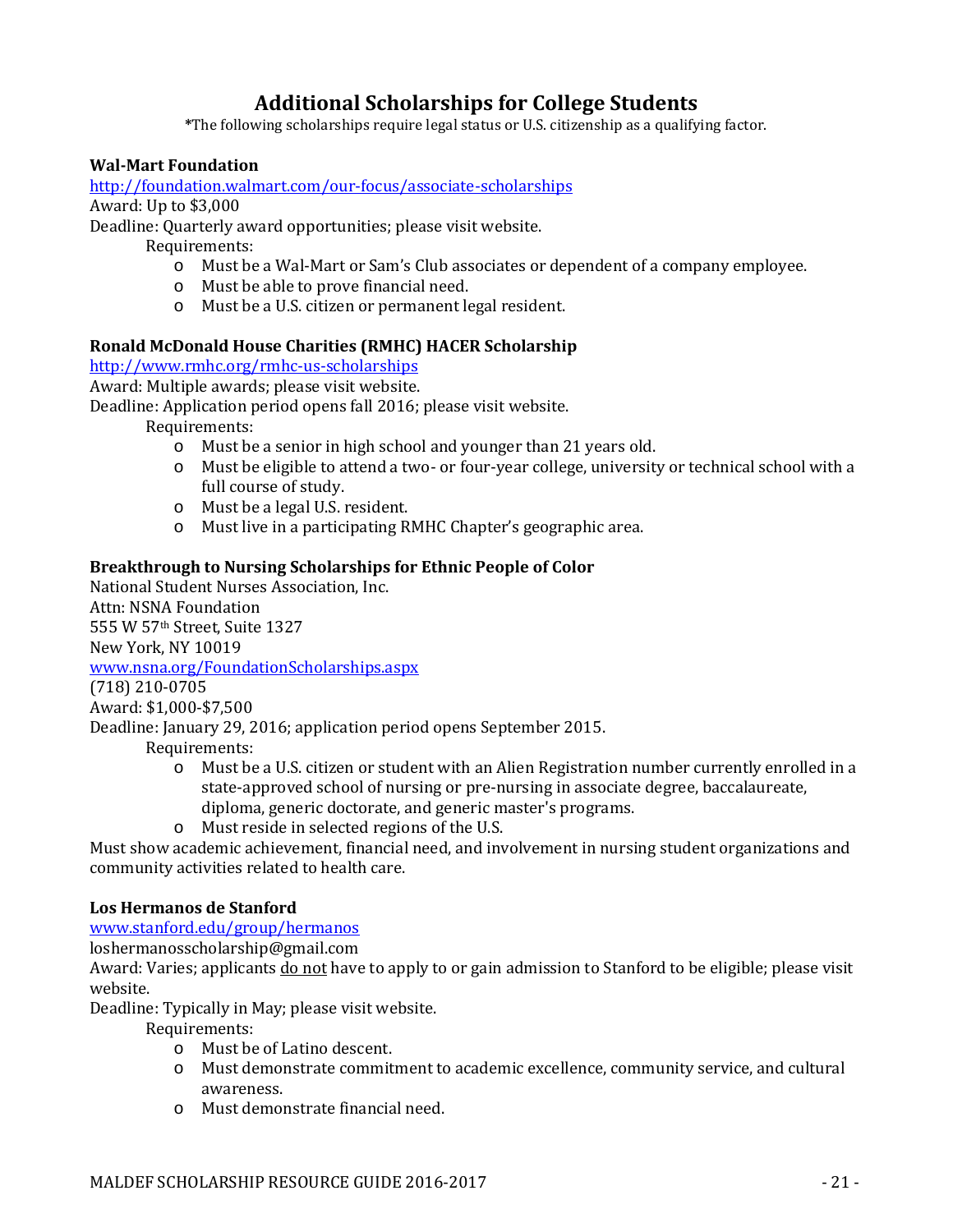# Additional Scholarships for College Students

*The following scholarships require legal status or U.S. citizenship as a qualifying factor.

**Wal-Mart Foundation**

http://foundation.walmart.com/our-focus/associate-scholarships

Award: Up to $3,000

Deadline: Quarterly award opportunities; please visit website.

Requirements:

- Must be a Wal-Mart or Sam's Club associates or dependent of a company employee.
- Must be able to prove financial need.
- Must be a U.S. citizen or permanent legal resident.

**Ronald McDonald House Charities (RMHC) HACER Scholarship**

http://www.rmhc.org/rmhc-us-scholarships

Award: Multiple awards; please visit website.

Deadline: Application period opens fall 2016; please visit website.

Requirements:

- Must be a senior in high school and younger than 21 years old.
- Must be eligible to attend a two- or four-year college, university or technical school with a full course of study.
- Must be a legal U.S. resident.
- Must live in a participating RMHC Chapter's geographic area.

**Breakthrough to Nursing Scholarships for Ethnic People of Color**

National Student Nurses Association, Inc.
Attn: NSNA Foundation
555 W 57th Street, Suite 1327
New York, NY 10019
www.nsna.org/FoundationScholarships.aspx
(718) 210-0705

Award: $1,000-$7,500

Deadline: January 29, 2016; application period opens September 2015.

Requirements:

- Must be a U.S. citizen or student with an Alien Registration number currently enrolled in a state-approved school of nursing or pre-nursing in associate degree, baccalaureate, diploma, generic doctorate, and generic master's programs.
- Must reside in selected regions of the U.S.

Must show academic achievement, financial need, and involvement in nursing student organizations and community activities related to health care.

**Los Hermanos de Stanford**

www.stanford.edu/group/hermanos
loshermanosscholarship@gmail.com

Award: Varies; applicants do not have to apply to or gain admission to Stanford to be eligible; please visit website.

Deadline: Typically in May; please visit website.

Requirements:

- Must be of Latino descent.
- Must demonstrate commitment to academic excellence, community service, and cultural awareness.
- Must demonstrate financial need.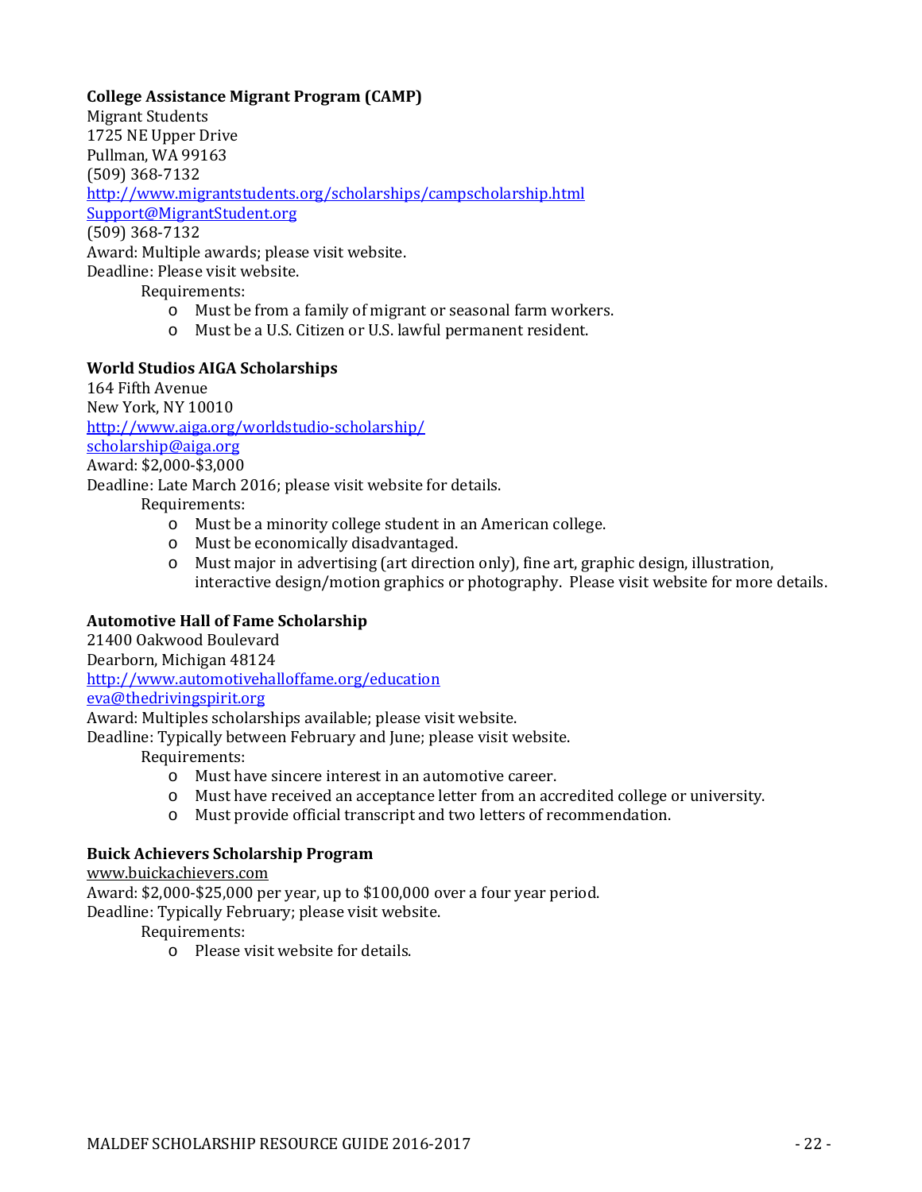**College Assistance Migrant Program (CAMP)**
Migrant Students
1725 NE Upper Drive
Pullman, WA 99163
(509) 368-7132
http://www.migrantstudents.org/scholarships/campscholarship.html
Support@MigrantStudent.org
(509) 368-7132
Award: Multiple awards; please visit website.
Deadline: Please visit website.

Requirements:

- Must be from a family of migrant or seasonal farm workers.
- Must be a U.S. Citizen or U.S. lawful permanent resident.

**World Studios AIGA Scholarships**
164 Fifth Avenue
New York, NY 10010
http://www.aiga.org/worldstudio-scholarship/
scholarship@aiga.org
Award: $2,000-$3,000
Deadline: Late March 2016; please visit website for details.

Requirements:

- Must be a minority college student in an American college.
- Must be economically disadvantaged.
- Must major in advertising (art direction only), fine art, graphic design, illustration, interactive design/motion graphics or photography. Please visit website for more details.

**Automotive Hall of Fame Scholarship**
21400 Oakwood Boulevard
Dearborn, Michigan 48124
http://www.automotivehalloffame.org/education
eva@thedrivingspirit.org
Award: Multiples scholarships available; please visit website.
Deadline: Typically between February and June; please visit website.

Requirements:

- Must have sincere interest in an automotive career.
- Must have received an acceptance letter from an accredited college or university.
- Must provide official transcript and two letters of recommendation.

**Buick Achievers Scholarship Program**
www.buickachievers.com
Award: $2,000-$25,000 per year, up to $100,000 over a four year period.
Deadline: Typically February; please visit website.

Requirements:

- Please visit website for details.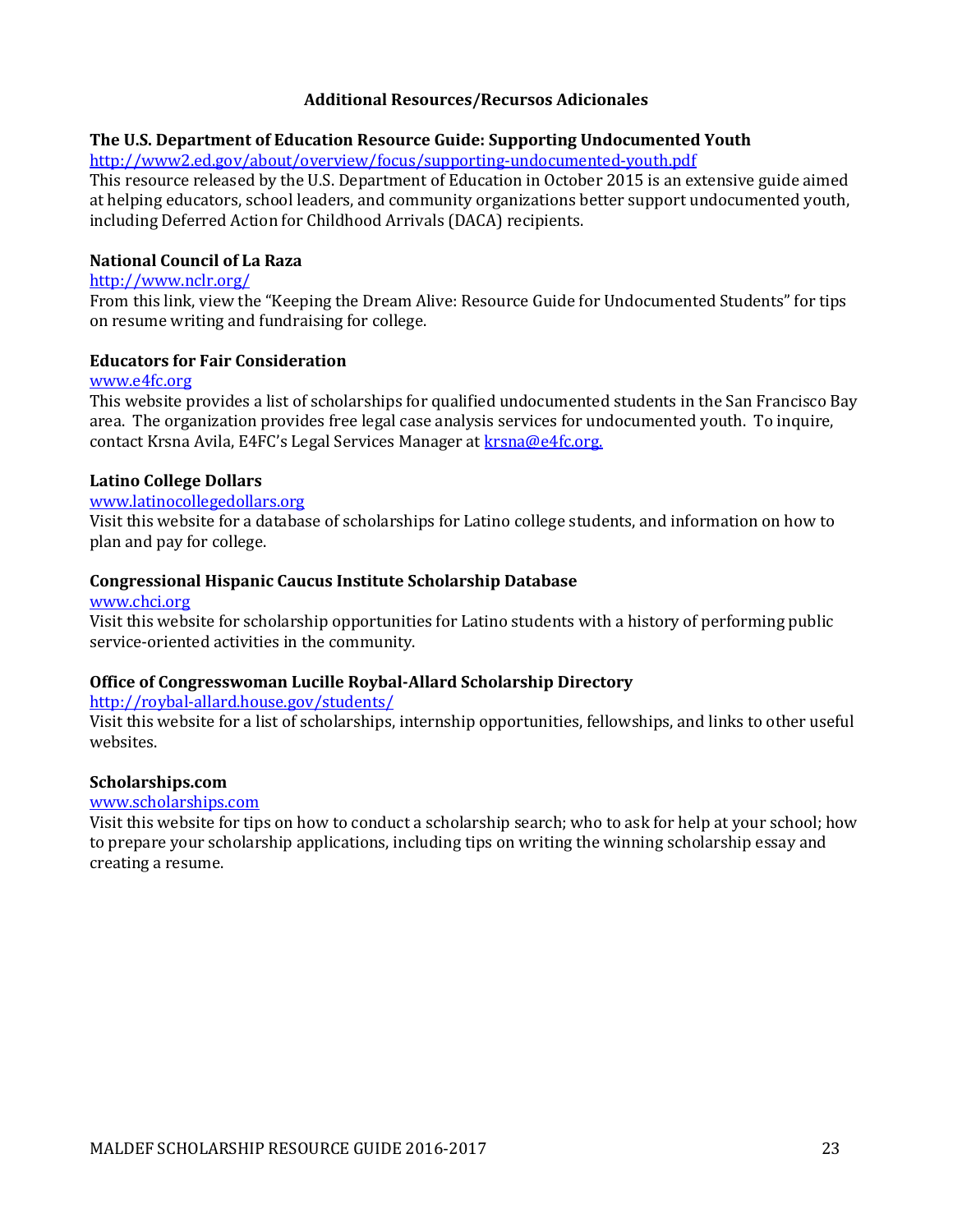## Additional Resources/Recursos Adicionales

**The U.S. Department of Education Resource Guide: Supporting Undocumented Youth**
http://www2.ed.gov/about/overview/focus/supporting-undocumented-youth.pdf
This resource released by the U.S. Department of Education in October 2015 is an extensive guide aimed at helping educators, school leaders, and community organizations better support undocumented youth, including Deferred Action for Childhood Arrivals (DACA) recipients.

**National Council of La Raza**
http://www.nclr.org/
From this link, view the "Keeping the Dream Alive: Resource Guide for Undocumented Students" for tips on resume writing and fundraising for college.

**Educators for Fair Consideration**
www.e4fc.org
This website provides a list of scholarships for qualified undocumented students in the San Francisco Bay area. The organization provides free legal case analysis services for undocumented youth. To inquire, contact Krsna Avila, E4FC's Legal Services Manager at krsna@e4fc.org.

**Latino College Dollars**
www.latinocollegedollars.org
Visit this website for a database of scholarships for Latino college students, and information on how to plan and pay for college.

**Congressional Hispanic Caucus Institute Scholarship Database**
www.chci.org
Visit this website for scholarship opportunities for Latino students with a history of performing public service-oriented activities in the community.

**Office of Congresswoman Lucille Roybal-Allard Scholarship Directory**
http://roybal-allard.house.gov/students/
Visit this website for a list of scholarships, internship opportunities, fellowships, and links to other useful websites.

**Scholarships.com**
www.scholarships.com
Visit this website for tips on how to conduct a scholarship search; who to ask for help at your school; how to prepare your scholarship applications, including tips on writing the winning scholarship essay and creating a resume.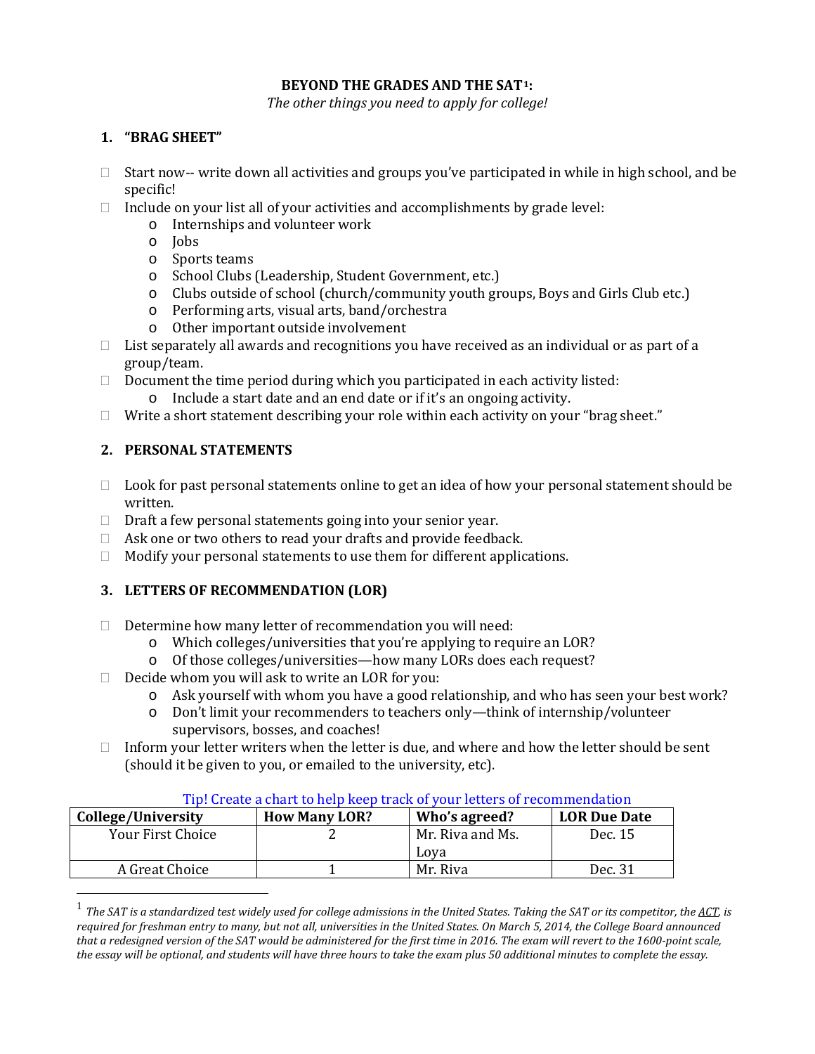**BEYOND THE GRADES AND THE SAT[1]:**

*The other things you need to apply for college!*

## 1. "BRAG SHEET"

- Start now-- write down all activities and groups you've participated in while in high school, and be specific!
- Include on your list all of your activities and accomplishments by grade level:
  - Internships and volunteer work
  - Jobs
  - Sports teams
  - School Clubs (Leadership, Student Government, etc.)
  - Clubs outside of school (church/community youth groups, Boys and Girls Club etc.)
  - Performing arts, visual arts, band/orchestra
  - Other important outside involvement
- List separately all awards and recognitions you have received as an individual or as part of a group/team.
- Document the time period during which you participated in each activity listed:
  - Include a start date and an end date or if it's an ongoing activity.
- Write a short statement describing your role within each activity on your "brag sheet."

## 2. PERSONAL STATEMENTS

- Look for past personal statements online to get an idea of how your personal statement should be written.
- Draft a few personal statements going into your senior year.
- Ask one or two others to read your drafts and provide feedback.
- Modify your personal statements to use them for different applications.

## 3. LETTERS OF RECOMMENDATION (LOR)

- Determine how many letter of recommendation you will need:
  - Which colleges/universities that you're applying to require an LOR?
  - Of those colleges/universities—how many LORs does each request?
- Decide whom you will ask to write an LOR for you:
  - Ask yourself with whom you have a good relationship, and who has seen your best work?
  - Don't limit your recommenders to teachers only—think of internship/volunteer supervisors, bosses, and coaches!
- Inform your letter writers when the letter is due, and where and how the letter should be sent (should it be given to you, or emailed to the university, etc).

Tip! Create a chart to help keep track of your letters of recommendation

| College/University | How Many LOR? | Who's agreed? | LOR Due Date |
|---|---|---|---|
| Your First Choice | 2 | Mr. Riva and Ms. Loya | Dec. 15 |
| A Great Choice | 1 | Mr. Riva | Dec. 31 |

[1] *The SAT is a standardized test widely used for college admissions in the United States. Taking the SAT or its competitor, the ACT, is required for freshman entry to many, but not all, universities in the United States. On March 5, 2014, the College Board announced that a redesigned version of the SAT would be administered for the first time in 2016. The exam will revert to the 1600-point scale, the essay will be optional, and students will have three hours to take the exam plus 50 additional minutes to complete the essay.*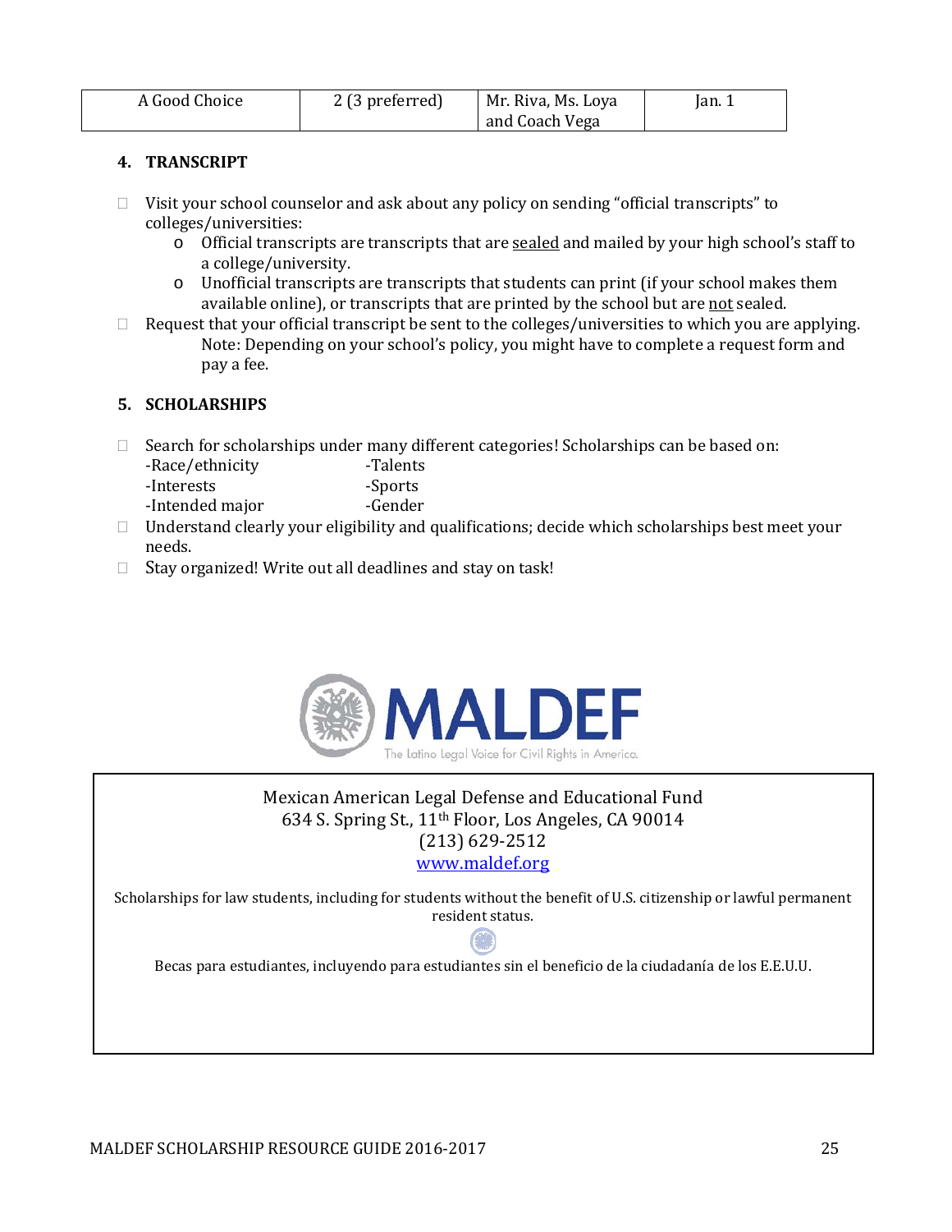| | | | |
|---|---|---|---|
| A Good Choice | 2 (3 preferred) | Mr. Riva, Ms. Loya and Coach Vega | Jan. 1 |

### 4. TRANSCRIPT

- Visit your school counselor and ask about any policy on sending "official transcripts" to colleges/universities:
  - Official transcripts are transcripts that are sealed and mailed by your high school's staff to a college/university.
  - Unofficial transcripts are transcripts that students can print (if your school makes them available online), or transcripts that are printed by the school but are not sealed.
- Request that your official transcript be sent to the colleges/universities to which you are applying.
  Note: Depending on your school's policy, you might have to complete a request form and pay a fee.

### 5. SCHOLARSHIPS

- Search for scholarships under many different categories! Scholarships can be based on:
  - -Race/ethnicity
  - -Interests
  - -Intended major
  - -Talents
  - -Sports
  - -Gender
- Understand clearly your eligibility and qualifications; decide which scholarships best meet your needs.
- Stay organized! Write out all deadlines and stay on task!

MALDEF
The Latino Legal Voice for Civil Rights in America.

Mexican American Legal Defense and Educational Fund
634 S. Spring St., 11th Floor, Los Angeles, CA 90014
(213) 629-2512
www.maldef.org

Scholarships for law students, including for students without the benefit of U.S. citizenship or lawful permanent resident status.

Becas para estudiantes, incluyendo para estudiantes sin el beneficio de la ciudadanía de los E.E.U.U.